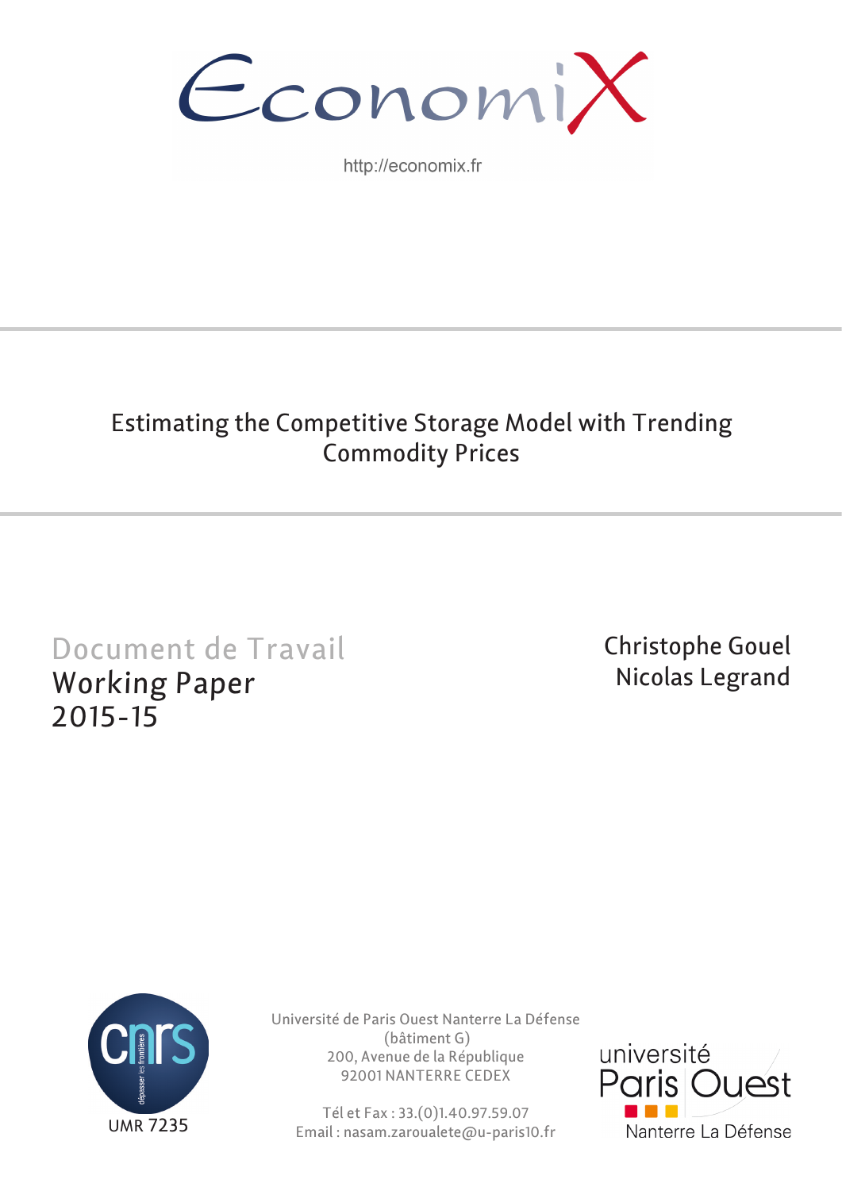EconomiX

http://economix.fr

# Estimating the Competitive Storage Model with Trending Commodity Prices

Document de Travail
Working Paper
2015-15

Christophe Gouel
Nicolas Legrand

UMR 7235

Université de Paris Ouest Nanterre La Défense
(bâtiment G)
200, Avenue de la République
92001 NANTERRE CEDEX

Tél et Fax : 33.(0)1.40.97.59.07
Email : nasam.zaroualete@u-paris10.fr

université Paris Ouest Nanterre La Défense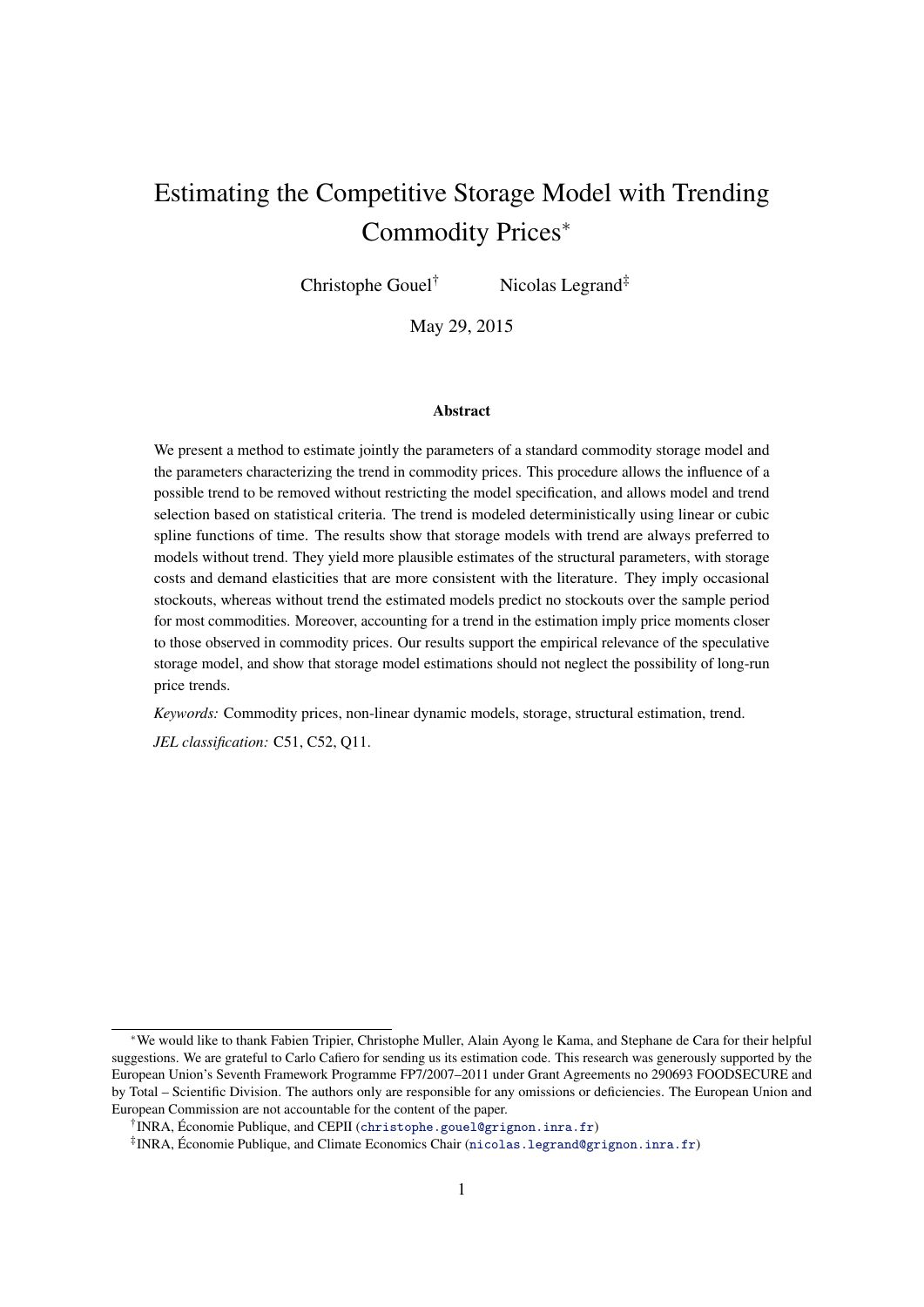# Estimating the Competitive Storage Model with Trending Commodity Prices*

Christophe Gouel† Nicolas Legrand‡

May 29, 2015

### Abstract

We present a method to estimate jointly the parameters of a standard commodity storage model and the parameters characterizing the trend in commodity prices. This procedure allows the influence of a possible trend to be removed without restricting the model specification, and allows model and trend selection based on statistical criteria. The trend is modeled deterministically using linear or cubic spline functions of time. The results show that storage models with trend are always preferred to models without trend. They yield more plausible estimates of the structural parameters, with storage costs and demand elasticities that are more consistent with the literature. They imply occasional stockouts, whereas without trend the estimated models predict no stockouts over the sample period for most commodities. Moreover, accounting for a trend in the estimation imply price moments closer to those observed in commodity prices. Our results support the empirical relevance of the speculative storage model, and show that storage model estimations should not neglect the possibility of long-run price trends.

*Keywords:* Commodity prices, non-linear dynamic models, storage, structural estimation, trend.

*JEL classification:* C51, C52, Q11.

---

*We would like to thank Fabien Tripier, Christophe Muller, Alain Ayong le Kama, and Stephane de Cara for their helpful suggestions. We are grateful to Carlo Cafiero for sending us its estimation code. This research was generously supported by the European Union's Seventh Framework Programme FP7/2007–2011 under Grant Agreements no 290693 FOODSECURE and by Total – Scientific Division. The authors only are responsible for any omissions or deficiencies. The European Union and European Commission are not accountable for the content of the paper.

†INRA, Économie Publique, and CEPII (christophe.gouel@grignon.inra.fr)

‡INRA, Économie Publique, and Climate Economics Chair (nicolas.legrand@grignon.inra.fr)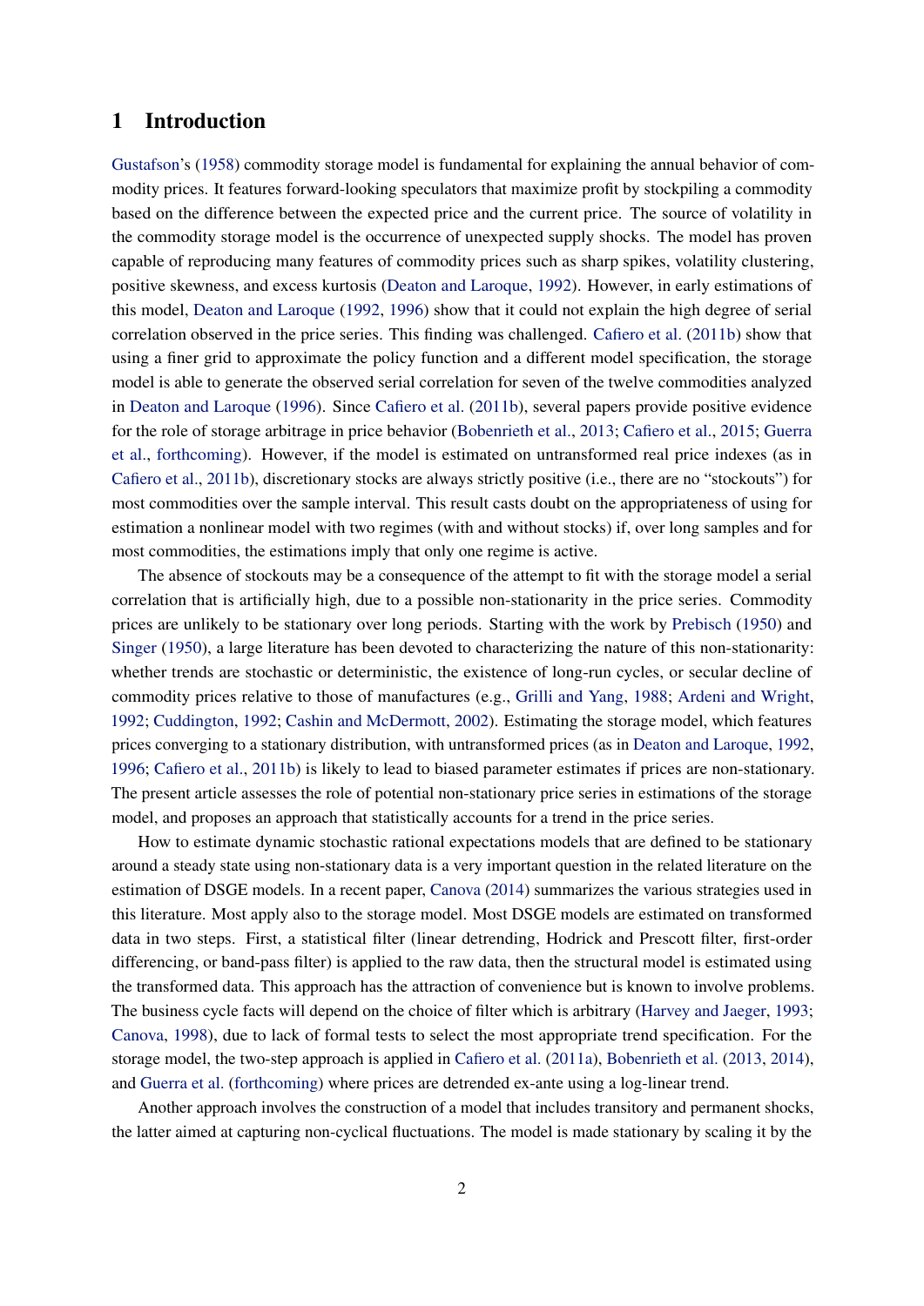# 1 Introduction

Gustafson's (1958) commodity storage model is fundamental for explaining the annual behavior of commodity prices. It features forward-looking speculators that maximize profit by stockpiling a commodity based on the difference between the expected price and the current price. The source of volatility in the commodity storage model is the occurrence of unexpected supply shocks. The model has proven capable of reproducing many features of commodity prices such as sharp spikes, volatility clustering, positive skewness, and excess kurtosis (Deaton and Laroque, 1992). However, in early estimations of this model, Deaton and Laroque (1992, 1996) show that it could not explain the high degree of serial correlation observed in the price series. This finding was challenged. Cafiero et al. (2011b) show that using a finer grid to approximate the policy function and a different model specification, the storage model is able to generate the observed serial correlation for seven of the twelve commodities analyzed in Deaton and Laroque (1996). Since Cafiero et al. (2011b), several papers provide positive evidence for the role of storage arbitrage in price behavior (Bobenrieth et al., 2013; Cafiero et al., 2015; Guerra et al., forthcoming). However, if the model is estimated on untransformed real price indexes (as in Cafiero et al., 2011b), discretionary stocks are always strictly positive (i.e., there are no "stockouts") for most commodities over the sample interval. This result casts doubt on the appropriateness of using for estimation a nonlinear model with two regimes (with and without stocks) if, over long samples and for most commodities, the estimations imply that only one regime is active.

The absence of stockouts may be a consequence of the attempt to fit with the storage model a serial correlation that is artificially high, due to a possible non-stationarity in the price series. Commodity prices are unlikely to be stationary over long periods. Starting with the work by Prebisch (1950) and Singer (1950), a large literature has been devoted to characterizing the nature of this non-stationarity: whether trends are stochastic or deterministic, the existence of long-run cycles, or secular decline of commodity prices relative to those of manufactures (e.g., Grilli and Yang, 1988; Ardeni and Wright, 1992; Cuddington, 1992; Cashin and McDermott, 2002). Estimating the storage model, which features prices converging to a stationary distribution, with untransformed prices (as in Deaton and Laroque, 1992, 1996; Cafiero et al., 2011b) is likely to lead to biased parameter estimates if prices are non-stationary. The present article assesses the role of potential non-stationary price series in estimations of the storage model, and proposes an approach that statistically accounts for a trend in the price series.

How to estimate dynamic stochastic rational expectations models that are defined to be stationary around a steady state using non-stationary data is a very important question in the related literature on the estimation of DSGE models. In a recent paper, Canova (2014) summarizes the various strategies used in this literature. Most apply also to the storage model. Most DSGE models are estimated on transformed data in two steps. First, a statistical filter (linear detrending, Hodrick and Prescott filter, first-order differencing, or band-pass filter) is applied to the raw data, then the structural model is estimated using the transformed data. This approach has the attraction of convenience but is known to involve problems. The business cycle facts will depend on the choice of filter which is arbitrary (Harvey and Jaeger, 1993; Canova, 1998), due to lack of formal tests to select the most appropriate trend specification. For the storage model, the two-step approach is applied in Cafiero et al. (2011a), Bobenrieth et al. (2013, 2014), and Guerra et al. (forthcoming) where prices are detrended ex-ante using a log-linear trend.

Another approach involves the construction of a model that includes transitory and permanent shocks, the latter aimed at capturing non-cyclical fluctuations. The model is made stationary by scaling it by the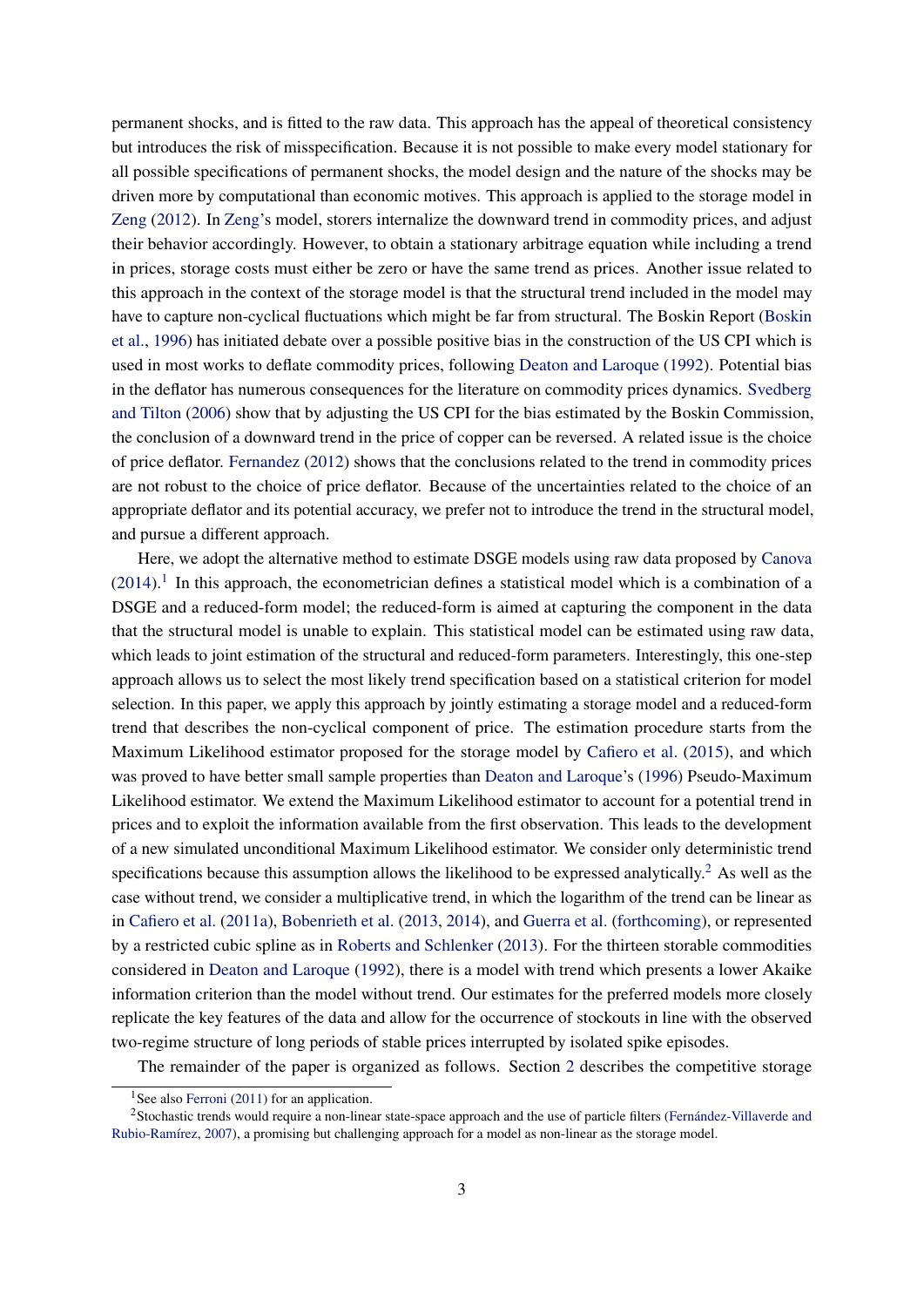permanent shocks, and is fitted to the raw data. This approach has the appeal of theoretical consistency but introduces the risk of misspecification. Because it is not possible to make every model stationary for all possible specifications of permanent shocks, the model design and the nature of the shocks may be driven more by computational than economic motives. This approach is applied to the storage model in Zeng (2012). In Zeng's model, storers internalize the downward trend in commodity prices, and adjust their behavior accordingly. However, to obtain a stationary arbitrage equation while including a trend in prices, storage costs must either be zero or have the same trend as prices. Another issue related to this approach in the context of the storage model is that the structural trend included in the model may have to capture non-cyclical fluctuations which might be far from structural. The Boskin Report (Boskin et al., 1996) has initiated debate over a possible positive bias in the construction of the US CPI which is used in most works to deflate commodity prices, following Deaton and Laroque (1992). Potential bias in the deflator has numerous consequences for the literature on commodity prices dynamics. Svedberg and Tilton (2006) show that by adjusting the US CPI for the bias estimated by the Boskin Commission, the conclusion of a downward trend in the price of copper can be reversed. A related issue is the choice of price deflator. Fernandez (2012) shows that the conclusions related to the trend in commodity prices are not robust to the choice of price deflator. Because of the uncertainties related to the choice of an appropriate deflator and its potential accuracy, we prefer not to introduce the trend in the structural model, and pursue a different approach.

Here, we adopt the alternative method to estimate DSGE models using raw data proposed by Canova (2014).[1] In this approach, the econometrician defines a statistical model which is a combination of a DSGE and a reduced-form model; the reduced-form is aimed at capturing the component in the data that the structural model is unable to explain. This statistical model can be estimated using raw data, which leads to joint estimation of the structural and reduced-form parameters. Interestingly, this one-step approach allows us to select the most likely trend specification based on a statistical criterion for model selection. In this paper, we apply this approach by jointly estimating a storage model and a reduced-form trend that describes the non-cyclical component of price. The estimation procedure starts from the Maximum Likelihood estimator proposed for the storage model by Cafiero et al. (2015), and which was proved to have better small sample properties than Deaton and Laroque's (1996) Pseudo-Maximum Likelihood estimator. We extend the Maximum Likelihood estimator to account for a potential trend in prices and to exploit the information available from the first observation. This leads to the development of a new simulated unconditional Maximum Likelihood estimator. We consider only deterministic trend specifications because this assumption allows the likelihood to be expressed analytically.[2] As well as the case without trend, we consider a multiplicative trend, in which the logarithm of the trend can be linear as in Cafiero et al. (2011a), Bobenrieth et al. (2013, 2014), and Guerra et al. (forthcoming), or represented by a restricted cubic spline as in Roberts and Schlenker (2013). For the thirteen storable commodities considered in Deaton and Laroque (1992), there is a model with trend which presents a lower Akaike information criterion than the model without trend. Our estimates for the preferred models more closely replicate the key features of the data and allow for the occurrence of stockouts in line with the observed two-regime structure of long periods of stable prices interrupted by isolated spike episodes.

The remainder of the paper is organized as follows. Section 2 describes the competitive storage

[1] See also Ferroni (2011) for an application.

[2] Stochastic trends would require a non-linear state-space approach and the use of particle filters (Fernández-Villaverde and Rubio-Ramírez, 2007), a promising but challenging approach for a model as non-linear as the storage model.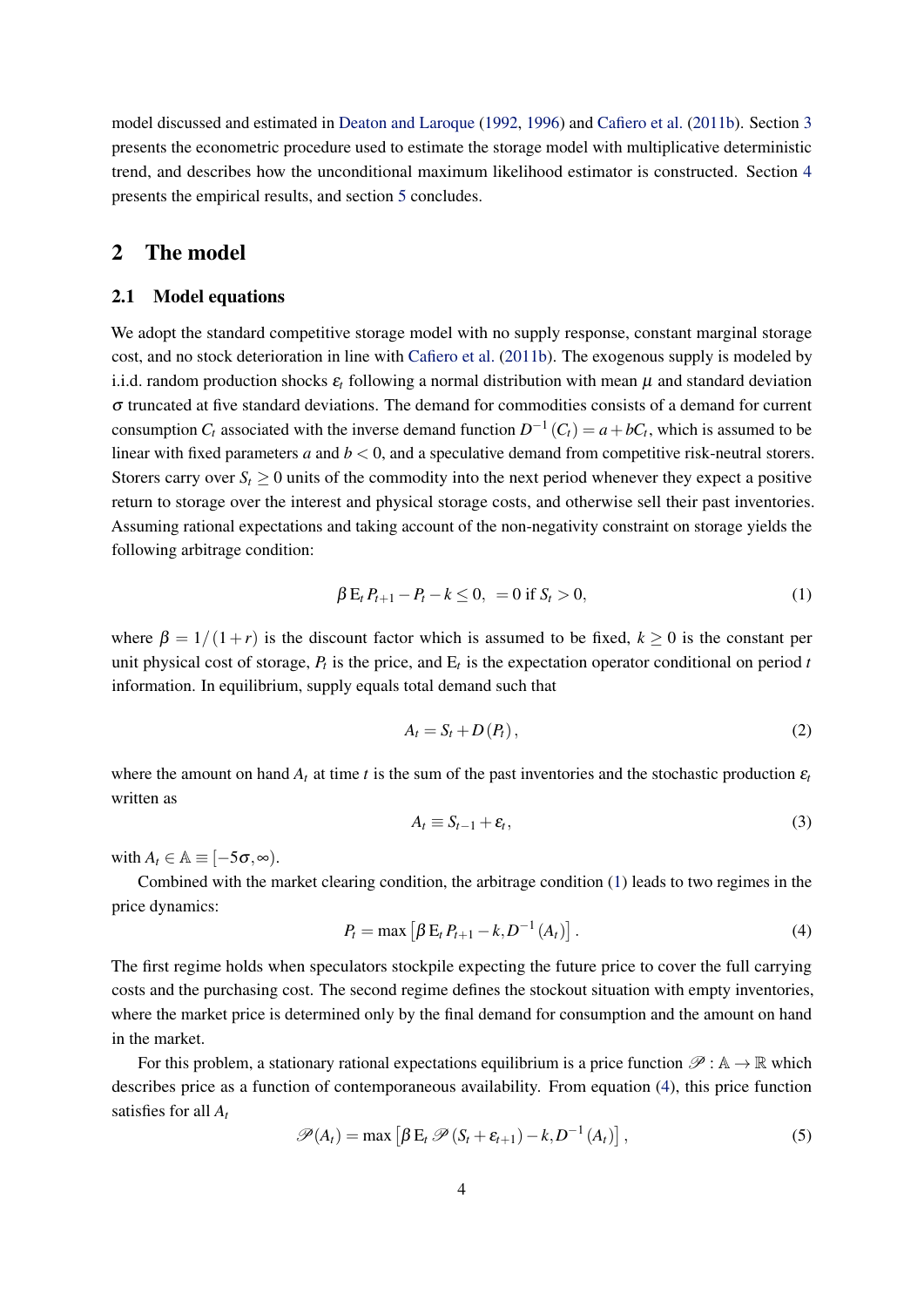model discussed and estimated in Deaton and Laroque (1992, 1996) and Cafiero et al. (2011b). Section 3 presents the econometric procedure used to estimate the storage model with multiplicative deterministic trend, and describes how the unconditional maximum likelihood estimator is constructed. Section 4 presents the empirical results, and section 5 concludes.

## 2 The model

### 2.1 Model equations

We adopt the standard competitive storage model with no supply response, constant marginal storage cost, and no stock deterioration in line with Cafiero et al. (2011b). The exogenous supply is modeled by i.i.d. random production shocks $\varepsilon_t$ following a normal distribution with mean $\mu$ and standard deviation $\sigma$ truncated at five standard deviations. The demand for commodities consists of a demand for current consumption $C_t$ associated with the inverse demand function $D^{-1}(C_t) = a + bC_t$, which is assumed to be linear with fixed parameters $a$ and $b < 0$, and a speculative demand from competitive risk-neutral storers. Storers carry over $S_t \geq 0$ units of the commodity into the next period whenever they expect a positive return to storage over the interest and physical storage costs, and otherwise sell their past inventories. Assuming rational expectations and taking account of the non-negativity constraint on storage yields the following arbitrage condition:

$$\beta \,\mathrm{E}_t P_{t+1} - P_t - k \leq 0, \;\; = 0 \text{ if } S_t > 0, \tag{1}$$

where $\beta = 1/(1+r)$ is the discount factor which is assumed to be fixed, $k \geq 0$ is the constant per unit physical cost of storage, $P_t$ is the price, and $\mathrm{E}_t$ is the expectation operator conditional on period $t$ information. In equilibrium, supply equals total demand such that

$$A_t = S_t + D(P_t), \tag{2}$$

where the amount on hand $A_t$ at time $t$ is the sum of the past inventories and the stochastic production $\varepsilon_t$ written as

$$A_t \equiv S_{t-1} + \varepsilon_t, \tag{3}$$

with $A_t \in \mathbb{A} \equiv [-5\sigma, \infty)$.

Combined with the market clearing condition, the arbitrage condition (1) leads to two regimes in the price dynamics:

$$P_t = \max\left[\beta \,\mathrm{E}_t P_{t+1} - k, D^{-1}(A_t)\right]. \tag{4}$$

The first regime holds when speculators stockpile expecting the future price to cover the full carrying costs and the purchasing cost. The second regime defines the stockout situation with empty inventories, where the market price is determined only by the final demand for consumption and the amount on hand in the market.

For this problem, a stationary rational expectations equilibrium is a price function $\mathscr{P} : \mathbb{A} \rightarrow \mathbb{R}$ which describes price as a function of contemporaneous availability. From equation (4), this price function satisfies for all $A_t$

$$\mathscr{P}(A_t) = \max\left[\beta \,\mathrm{E}_t \,\mathscr{P}(S_t + \varepsilon_{t+1}) - k, D^{-1}(A_t)\right], \tag{5}$$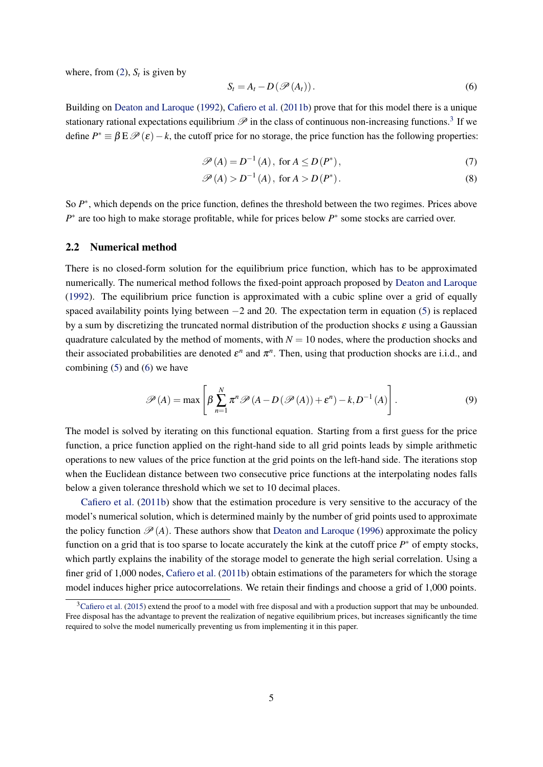where, from (2), $S_t$ is given by

$$S_t = A_t - D\left(\mathscr{P}\left(A_t\right)\right). \tag{6}$$

Building on Deaton and Laroque (1992), Cafiero et al. (2011b) prove that for this model there is a unique stationary rational expectations equilibrium $\mathscr{P}$ in the class of continuous non-increasing functions.[3] If we define $P^* \equiv \beta \operatorname{E} \mathscr{P}(\varepsilon) - k$, the cutoff price for no storage, the price function has the following properties:

$$\mathscr{P}(A) = D^{-1}(A), \text{ for } A \leq D(P^*), \tag{7}$$

$$\mathscr{P}(A) > D^{-1}(A), \text{ for } A > D(P^*). \tag{8}$$

So $P^*$, which depends on the price function, defines the threshold between the two regimes. Prices above $P^*$ are too high to make storage profitable, while for prices below $P^*$ some stocks are carried over.

## 2.2 Numerical method

There is no closed-form solution for the equilibrium price function, which has to be approximated numerically. The numerical method follows the fixed-point approach proposed by Deaton and Laroque (1992). The equilibrium price function is approximated with a cubic spline over a grid of equally spaced availability points lying between $-2$ and 20. The expectation term in equation (5) is replaced by a sum by discretizing the truncated normal distribution of the production shocks $\varepsilon$ using a Gaussian quadrature calculated by the method of moments, with $N = 10$ nodes, where the production shocks and their associated probabilities are denoted $\varepsilon^n$ and $\pi^n$. Then, using that production shocks are i.i.d., and combining (5) and (6) we have

$$\mathscr{P}(A) = \max\left[\beta \sum_{n=1}^{N} \pi^n \mathscr{P}\left(A - D\left(\mathscr{P}(A)\right) + \varepsilon^n\right) - k, D^{-1}(A)\right]. \tag{9}$$

The model is solved by iterating on this functional equation. Starting from a first guess for the price function, a price function applied on the right-hand side to all grid points leads by simple arithmetic operations to new values of the price function at the grid points on the left-hand side. The iterations stop when the Euclidean distance between two consecutive price functions at the interpolating nodes falls below a given tolerance threshold which we set to 10 decimal places.

Cafiero et al. (2011b) show that the estimation procedure is very sensitive to the accuracy of the model's numerical solution, which is determined mainly by the number of grid points used to approximate the policy function $\mathscr{P}(A)$. These authors show that Deaton and Laroque (1996) approximate the policy function on a grid that is too sparse to locate accurately the kink at the cutoff price $P^*$ of empty stocks, which partly explains the inability of the storage model to generate the high serial correlation. Using a finer grid of 1,000 nodes, Cafiero et al. (2011b) obtain estimations of the parameters for which the storage model induces higher price autocorrelations. We retain their findings and choose a grid of 1,000 points.

[3] Cafiero et al. (2015) extend the proof to a model with free disposal and with a production support that may be unbounded. Free disposal has the advantage to prevent the realization of negative equilibrium prices, but increases significantly the time required to solve the model numerically preventing us from implementing it in this paper.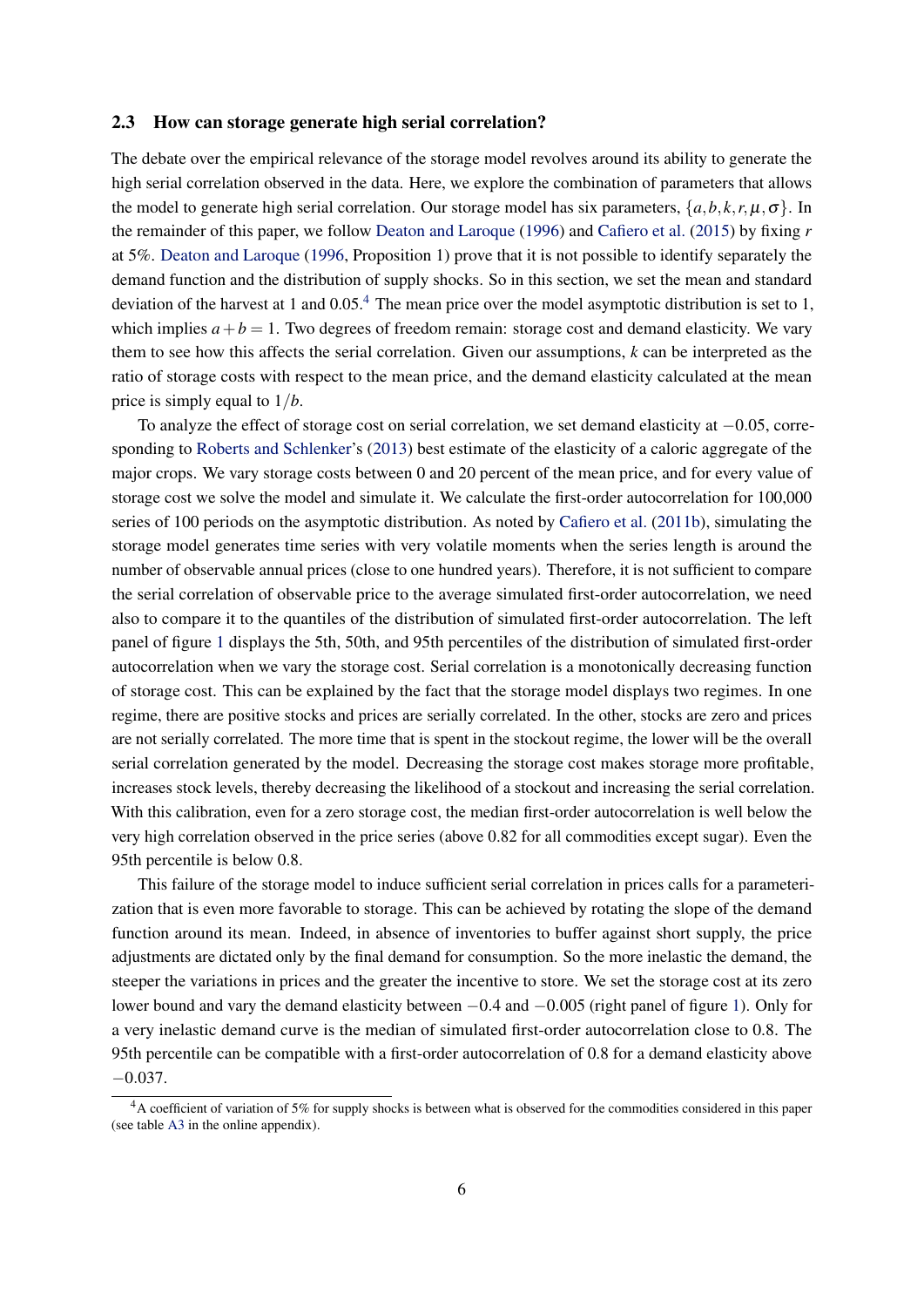### 2.3 How can storage generate high serial correlation?

The debate over the empirical relevance of the storage model revolves around its ability to generate the high serial correlation observed in the data. Here, we explore the combination of parameters that allows the model to generate high serial correlation. Our storage model has six parameters, $\{a, b, k, r, \mu, \sigma\}$. In the remainder of this paper, we follow Deaton and Laroque (1996) and Cafiero et al. (2015) by fixing $r$ at 5%. Deaton and Laroque (1996, Proposition 1) prove that it is not possible to identify separately the demand function and the distribution of supply shocks. So in this section, we set the mean and standard deviation of the harvest at 1 and 0.05.[4] The mean price over the model asymptotic distribution is set to 1, which implies $a+b=1$. Two degrees of freedom remain: storage cost and demand elasticity. We vary them to see how this affects the serial correlation. Given our assumptions, $k$ can be interpreted as the ratio of storage costs with respect to the mean price, and the demand elasticity calculated at the mean price is simply equal to $1/b$.

To analyze the effect of storage cost on serial correlation, we set demand elasticity at $-0.05$, corresponding to Roberts and Schlenker's (2013) best estimate of the elasticity of a caloric aggregate of the major crops. We vary storage costs between 0 and 20 percent of the mean price, and for every value of storage cost we solve the model and simulate it. We calculate the first-order autocorrelation for 100,000 series of 100 periods on the asymptotic distribution. As noted by Cafiero et al. (2011b), simulating the storage model generates time series with very volatile moments when the series length is around the number of observable annual prices (close to one hundred years). Therefore, it is not sufficient to compare the serial correlation of observable price to the average simulated first-order autocorrelation, we need also to compare it to the quantiles of the distribution of simulated first-order autocorrelation. The left panel of figure 1 displays the 5th, 50th, and 95th percentiles of the distribution of simulated first-order autocorrelation when we vary the storage cost. Serial correlation is a monotonically decreasing function of storage cost. This can be explained by the fact that the storage model displays two regimes. In one regime, there are positive stocks and prices are serially correlated. In the other, stocks are zero and prices are not serially correlated. The more time that is spent in the stockout regime, the lower will be the overall serial correlation generated by the model. Decreasing the storage cost makes storage more profitable, increases stock levels, thereby decreasing the likelihood of a stockout and increasing the serial correlation. With this calibration, even for a zero storage cost, the median first-order autocorrelation is well below the very high correlation observed in the price series (above 0.82 for all commodities except sugar). Even the 95th percentile is below 0.8.

This failure of the storage model to induce sufficient serial correlation in prices calls for a parameterization that is even more favorable to storage. This can be achieved by rotating the slope of the demand function around its mean. Indeed, in absence of inventories to buffer against short supply, the price adjustments are dictated only by the final demand for consumption. So the more inelastic the demand, the steeper the variations in prices and the greater the incentive to store. We set the storage cost at its zero lower bound and vary the demand elasticity between $-0.4$ and $-0.005$ (right panel of figure 1). Only for a very inelastic demand curve is the median of simulated first-order autocorrelation close to 0.8. The 95th percentile can be compatible with a first-order autocorrelation of 0.8 for a demand elasticity above $-0.037$.

[4] A coefficient of variation of 5% for supply shocks is between what is observed for the commodities considered in this paper (see table A3 in the online appendix).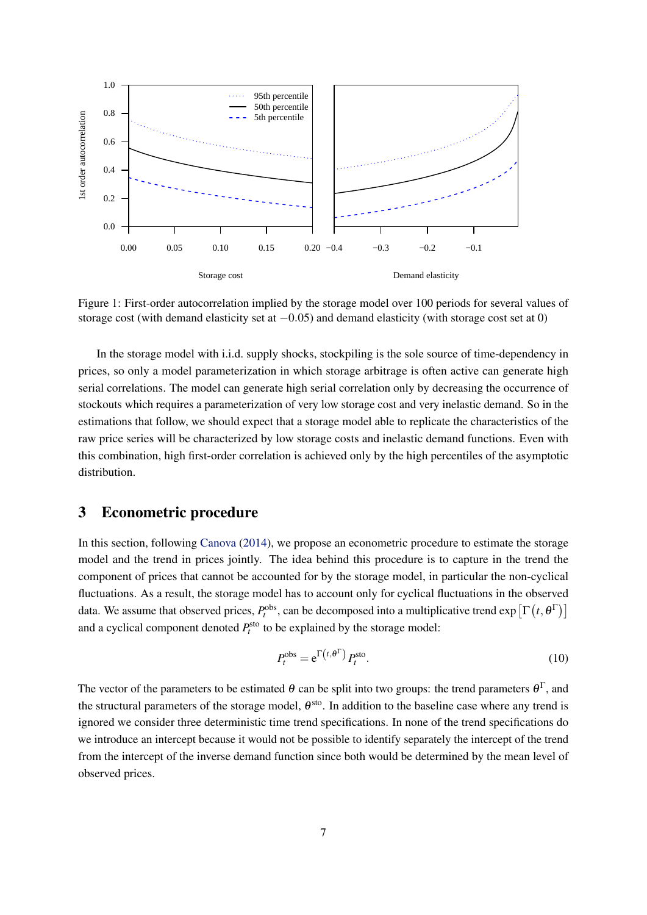Figure 1: First-order autocorrelation implied by the storage model over 100 periods for several values of storage cost (with demand elasticity set at $-0.05$) and demand elasticity (with storage cost set at 0)

In the storage model with i.i.d. supply shocks, stockpiling is the sole source of time-dependency in prices, so only a model parameterization in which storage arbitrage is often active can generate high serial correlations. The model can generate high serial correlation only by decreasing the occurrence of stockouts which requires a parameterization of very low storage cost and very inelastic demand. So in the estimations that follow, we should expect that a storage model able to replicate the characteristics of the raw price series will be characterized by low storage costs and inelastic demand functions. Even with this combination, high first-order correlation is achieved only by the high percentiles of the asymptotic distribution.

## 3 Econometric procedure

In this section, following Canova (2014), we propose an econometric procedure to estimate the storage model and the trend in prices jointly. The idea behind this procedure is to capture in the trend the component of prices that cannot be accounted for by the storage model, in particular the non-cyclical fluctuations. As a result, the storage model has to account only for cyclical fluctuations in the observed data. We assume that observed prices, $P_t^{\text{obs}}$, can be decomposed into a multiplicative trend $\exp\left[\Gamma\left(t,\theta^{\Gamma}\right)\right]$ and a cyclical component denoted $P_t^{\text{sto}}$ to be explained by the storage model:

$$P_t^{\text{obs}} = \mathrm{e}^{\Gamma\left(t,\theta^{\Gamma}\right)} P_t^{\text{sto}}. \tag{10}$$

The vector of the parameters to be estimated $\theta$ can be split into two groups: the trend parameters $\theta^{\Gamma}$, and the structural parameters of the storage model, $\theta^{\text{sto}}$. In addition to the baseline case where any trend is ignored we consider three deterministic time trend specifications. In none of the trend specifications do we introduce an intercept because it would not be possible to identify separately the intercept of the trend from the intercept of the inverse demand function since both would be determined by the mean level of observed prices.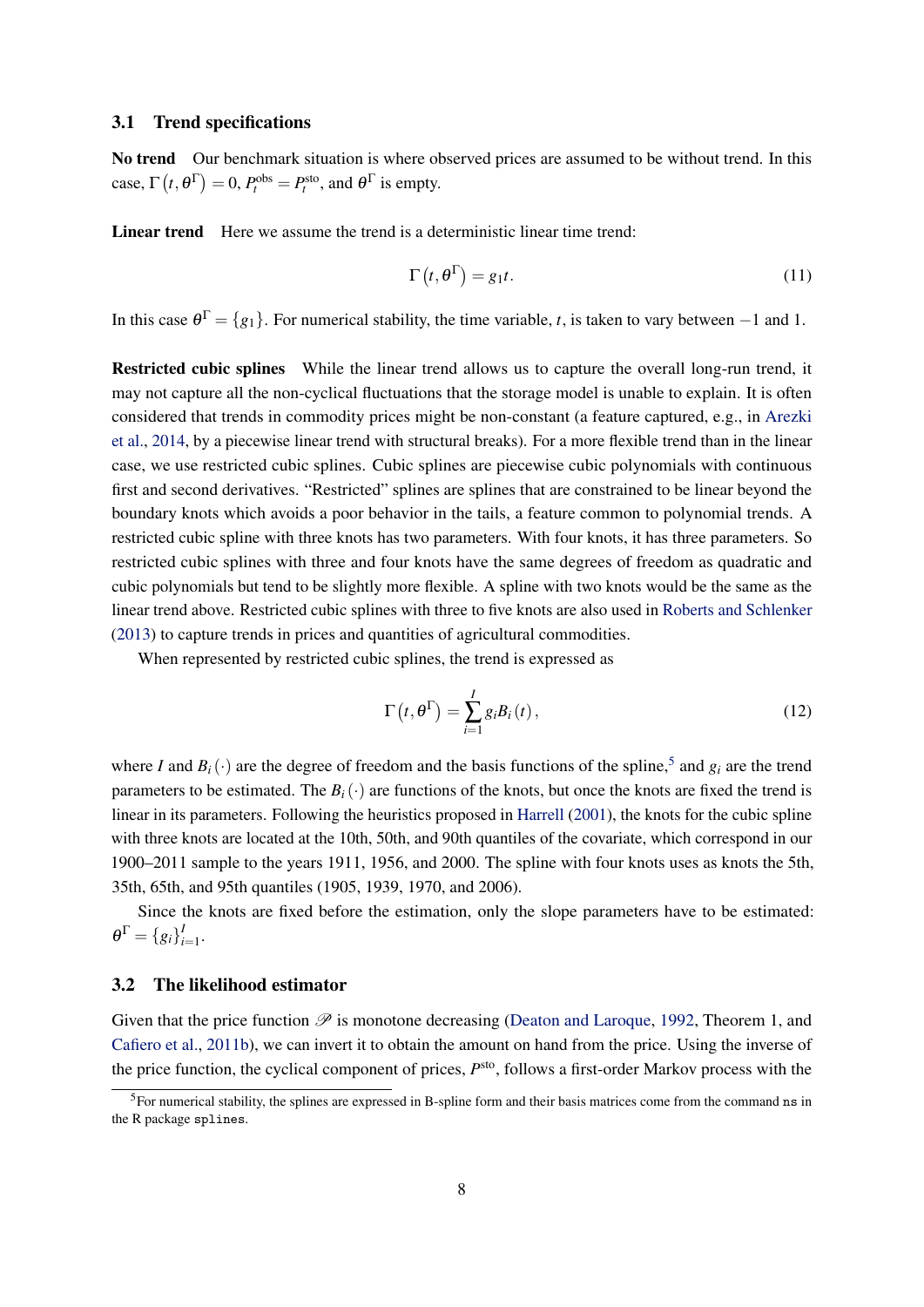### 3.1 Trend specifications

**No trend** Our benchmark situation is where observed prices are assumed to be without trend. In this case, $\Gamma\left(t, \theta^{\Gamma}\right) = 0$, $P_t^{\text{obs}} = P_t^{\text{sto}}$, and $\theta^{\Gamma}$ is empty.

**Linear trend** Here we assume the trend is a deterministic linear time trend:

$$\Gamma\left(t, \theta^{\Gamma}\right) = g_1 t. \tag{11}$$

In this case $\theta^{\Gamma} = \{g_1\}$. For numerical stability, the time variable, $t$, is taken to vary between $-1$ and 1.

**Restricted cubic splines** While the linear trend allows us to capture the overall long-run trend, it may not capture all the non-cyclical fluctuations that the storage model is unable to explain. It is often considered that trends in commodity prices might be non-constant (a feature captured, e.g., in Arezki et al., 2014, by a piecewise linear trend with structural breaks). For a more flexible trend than in the linear case, we use restricted cubic splines. Cubic splines are piecewise cubic polynomials with continuous first and second derivatives. "Restricted" splines are splines that are constrained to be linear beyond the boundary knots which avoids a poor behavior in the tails, a feature common to polynomial trends. A restricted cubic spline with three knots has two parameters. With four knots, it has three parameters. So restricted cubic splines with three and four knots have the same degrees of freedom as quadratic and cubic polynomials but tend to be slightly more flexible. A spline with two knots would be the same as the linear trend above. Restricted cubic splines with three to five knots are also used in Roberts and Schlenker (2013) to capture trends in prices and quantities of agricultural commodities.

When represented by restricted cubic splines, the trend is expressed as

$$\Gamma\left(t, \theta^{\Gamma}\right) = \sum_{i=1}^{I} g_i B_i\left(t\right), \tag{12}$$

where $I$ and $B_i\left(\cdot\right)$ are the degree of freedom and the basis functions of the spline,[5] and $g_i$ are the trend parameters to be estimated. The $B_i\left(\cdot\right)$ are functions of the knots, but once the knots are fixed the trend is linear in its parameters. Following the heuristics proposed in Harrell (2001), the knots for the cubic spline with three knots are located at the 10th, 50th, and 90th quantiles of the covariate, which correspond in our 1900–2011 sample to the years 1911, 1956, and 2000. The spline with four knots uses as knots the 5th, 35th, 65th, and 95th quantiles (1905, 1939, 1970, and 2006).

Since the knots are fixed before the estimation, only the slope parameters have to be estimated: $\theta^{\Gamma} = \{g_i\}_{i=1}^{I}$.

### 3.2 The likelihood estimator

Given that the price function $\mathscr{P}$ is monotone decreasing (Deaton and Laroque, 1992, Theorem 1, and Cafiero et al., 2011b), we can invert it to obtain the amount on hand from the price. Using the inverse of the price function, the cyclical component of prices, $P^{\text{sto}}$, follows a first-order Markov process with the

[5] For numerical stability, the splines are expressed in B-spline form and their basis matrices come from the command `ns` in the R package `splines`.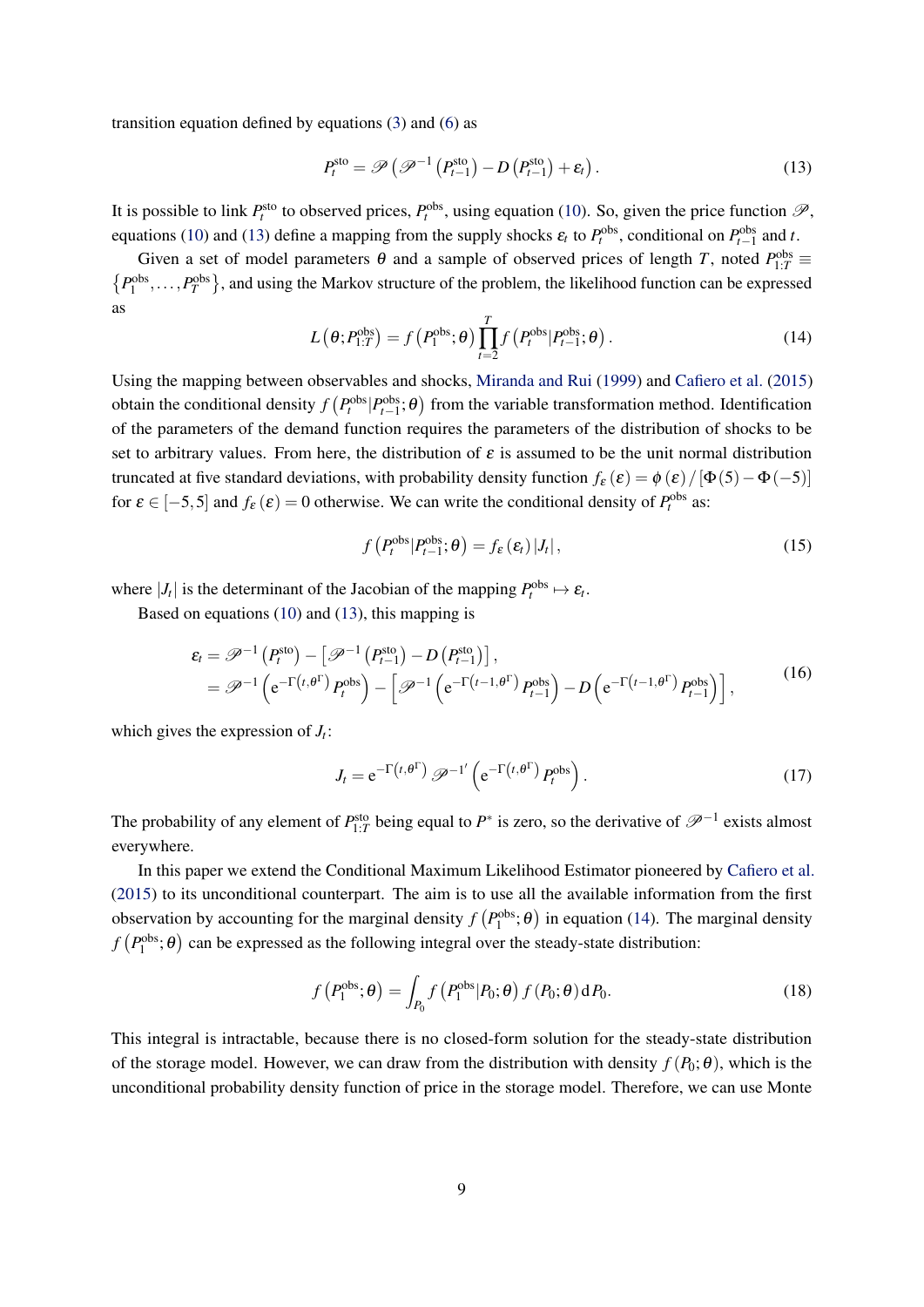transition equation defined by equations (3) and (6) as

$$P_t^{\text{sto}} = \mathscr{P}\left(\mathscr{P}^{-1}\left(P_{t-1}^{\text{sto}}\right) - D\left(P_{t-1}^{\text{sto}}\right) + \varepsilon_t\right). \tag{13}$$

It is possible to link $P_t^{\text{sto}}$ to observed prices, $P_t^{\text{obs}}$, using equation (10). So, given the price function $\mathscr{P}$, equations (10) and (13) define a mapping from the supply shocks $\varepsilon_t$ to $P_t^{\text{obs}}$, conditional on $P_{t-1}^{\text{obs}}$ and $t$.

Given a set of model parameters $\theta$ and a sample of observed prices of length $T$, noted $P_{1:T}^{\text{obs}} \equiv \left\{P_1^{\text{obs}}, \ldots, P_T^{\text{obs}}\right\}$, and using the Markov structure of the problem, the likelihood function can be expressed as

$$L\left(\theta; P_{1:T}^{\text{obs}}\right) = f\left(P_1^{\text{obs}}; \theta\right) \prod_{t=2}^{T} f\left(P_t^{\text{obs}} | P_{t-1}^{\text{obs}}; \theta\right). \tag{14}$$

Using the mapping between observables and shocks, Miranda and Rui (1999) and Cafiero et al. (2015) obtain the conditional density $f\left(P_t^{\text{obs}} | P_{t-1}^{\text{obs}}; \theta\right)$ from the variable transformation method. Identification of the parameters of the demand function requires the parameters of the distribution of shocks to be set to arbitrary values. From here, the distribution of $\varepsilon$ is assumed to be the unit normal distribution truncated at five standard deviations, with probability density function $f_\varepsilon(\varepsilon) = \phi(\varepsilon) / [\Phi(5) - \Phi(-5)]$ for $\varepsilon \in [-5, 5]$ and $f_\varepsilon(\varepsilon) = 0$ otherwise. We can write the conditional density of $P_t^{\text{obs}}$ as:

$$f\left(P_t^{\text{obs}} | P_{t-1}^{\text{obs}}; \theta\right) = f_\varepsilon\left(\varepsilon_t\right) |J_t|, \tag{15}$$

where $|J_t|$ is the determinant of the Jacobian of the mapping $P_t^{\text{obs}} \mapsto \varepsilon_t$.

Based on equations (10) and (13), this mapping is

$$\begin{aligned}
\varepsilon_t &= \mathscr{P}^{-1}\left(P_t^{\text{sto}}\right) - \left[\mathscr{P}^{-1}\left(P_{t-1}^{\text{sto}}\right) - D\left(P_{t-1}^{\text{sto}}\right)\right], \\
&= \mathscr{P}^{-1}\left(\mathrm{e}^{-\Gamma\left(t, \theta^{\Gamma}\right)} P_t^{\text{obs}}\right) - \left[\mathscr{P}^{-1}\left(\mathrm{e}^{-\Gamma\left(t-1, \theta^{\Gamma}\right)} P_{t-1}^{\text{obs}}\right) - D\left(\mathrm{e}^{-\Gamma\left(t-1, \theta^{\Gamma}\right)} P_{t-1}^{\text{obs}}\right)\right],
\end{aligned} \tag{16}$$

which gives the expression of $J_t$:

$$J_t = \mathrm{e}^{-\Gamma\left(t, \theta^{\Gamma}\right)} \mathscr{P}^{-1'}\left(\mathrm{e}^{-\Gamma\left(t, \theta^{\Gamma}\right)} P_t^{\text{obs}}\right). \tag{17}$$

The probability of any element of $P_{1:T}^{\text{sto}}$ being equal to $P^*$ is zero, so the derivative of $\mathscr{P}^{-1}$ exists almost everywhere.

In this paper we extend the Conditional Maximum Likelihood Estimator pioneered by Cafiero et al. (2015) to its unconditional counterpart. The aim is to use all the available information from the first observation by accounting for the marginal density $f\left(P_1^{\text{obs}}; \theta\right)$ in equation (14). The marginal density $f\left(P_1^{\text{obs}}; \theta\right)$ can be expressed as the following integral over the steady-state distribution:

$$f\left(P_1^{\text{obs}}; \theta\right) = \int_{P_0} f\left(P_1^{\text{obs}} | P_0; \theta\right) f\left(P_0; \theta\right) \mathrm{d}P_0. \tag{18}$$

This integral is intractable, because there is no closed-form solution for the steady-state distribution of the storage model. However, we can draw from the distribution with density $f\left(P_0; \theta\right)$, which is the unconditional probability density function of price in the storage model. Therefore, we can use Monte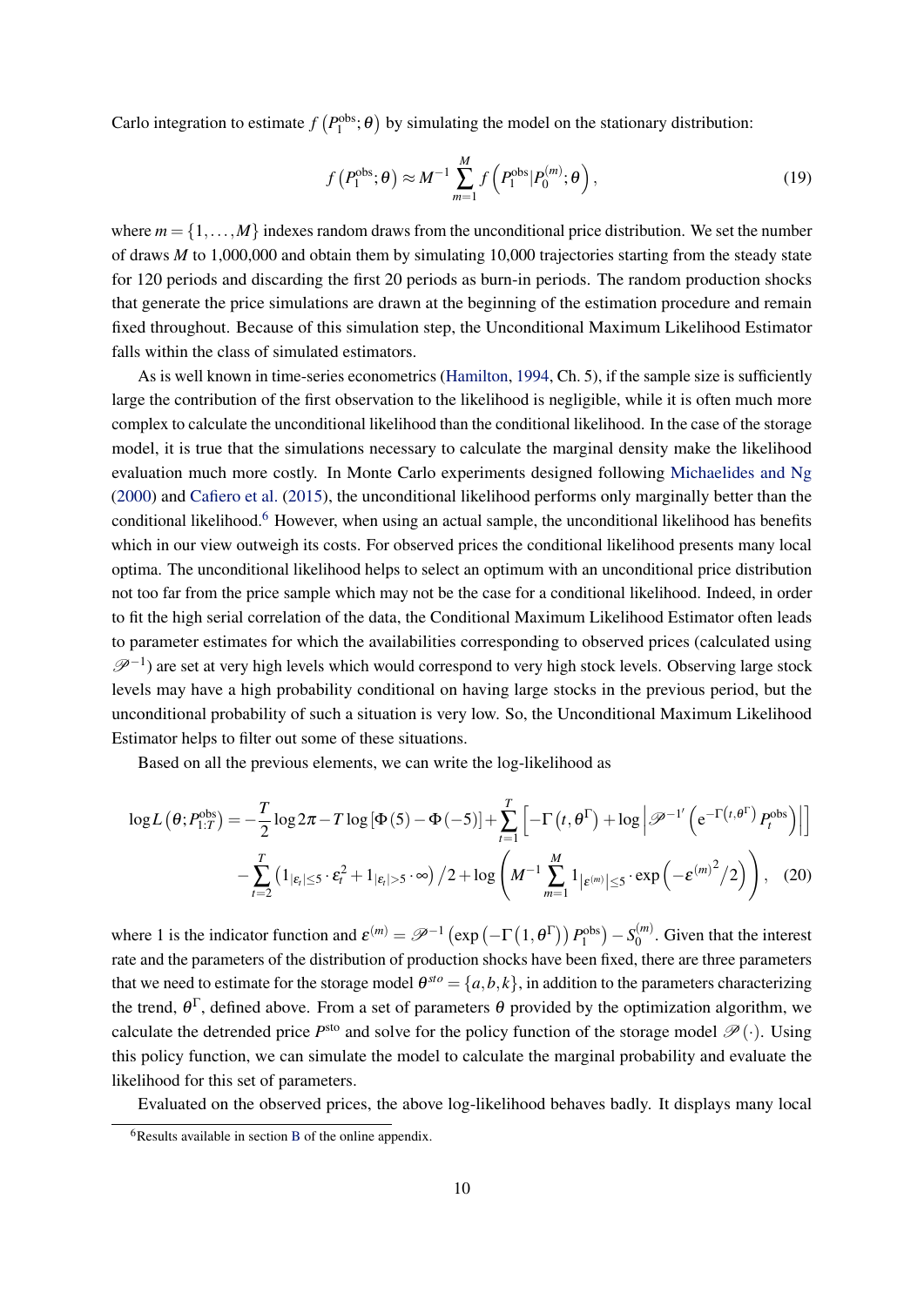Carlo integration to estimate $f\left(P_1^{\text{obs}};\theta\right)$ by simulating the model on the stationary distribution:

$$f\left(P_1^{\text{obs}};\theta\right) \approx M^{-1}\sum_{m=1}^{M} f\left(P_1^{\text{obs}}|P_0^{(m)};\theta\right), \tag{19}$$

where $m = \{1,\ldots,M\}$ indexes random draws from the unconditional price distribution. We set the number of draws $M$ to 1,000,000 and obtain them by simulating 10,000 trajectories starting from the steady state for 120 periods and discarding the first 20 periods as burn-in periods. The random production shocks that generate the price simulations are drawn at the beginning of the estimation procedure and remain fixed throughout. Because of this simulation step, the Unconditional Maximum Likelihood Estimator falls within the class of simulated estimators.

As is well known in time-series econometrics (Hamilton, 1994, Ch. 5), if the sample size is sufficiently large the contribution of the first observation to the likelihood is negligible, while it is often much more complex to calculate the unconditional likelihood than the conditional likelihood. In the case of the storage model, it is true that the simulations necessary to calculate the marginal density make the likelihood evaluation much more costly. In Monte Carlo experiments designed following Michaelides and Ng (2000) and Cafiero et al. (2015), the unconditional likelihood performs only marginally better than the conditional likelihood.[6] However, when using an actual sample, the unconditional likelihood has benefits which in our view outweigh its costs. For observed prices the conditional likelihood presents many local optima. The unconditional likelihood helps to select an optimum with an unconditional price distribution not too far from the price sample which may not be the case for a conditional likelihood. Indeed, in order to fit the high serial correlation of the data, the Conditional Maximum Likelihood Estimator often leads to parameter estimates for which the availabilities corresponding to observed prices (calculated using $\mathscr{P}^{-1}$) are set at very high levels which would correspond to very high stock levels. Observing large stock levels may have a high probability conditional on having large stocks in the previous period, but the unconditional probability of such a situation is very low. So, the Unconditional Maximum Likelihood Estimator helps to filter out some of these situations.

Based on all the previous elements, we can write the log-likelihood as

$$\begin{aligned}\log L\left(\theta;P_{1:T}^{\text{obs}}\right) = &-\frac{T}{2}\log 2\pi - T\log\left[\Phi(5)-\Phi(-5)\right] + \sum_{t=1}^{T}\left[-\Gamma\left(t,\theta^{\Gamma}\right) + \log\left|\mathscr{P}^{-1'}\left(\mathrm{e}^{-\Gamma\left(t,\theta^{\Gamma}\right)}P_t^{\text{obs}}\right)\right|\right] \\ &-\sum_{t=2}^{T}\left(1_{|\varepsilon_t|\leq 5}\cdot\varepsilon_t^2 + 1_{|\varepsilon_t|>5}\cdot\infty\right)/2 + \log\left(M^{-1}\sum_{m=1}^{M}1_{\left|\varepsilon^{(m)}\right|\leq 5}\cdot\exp\left(-{\varepsilon^{(m)}}^2/2\right)\right),\end{aligned} \tag{20}$$

where 1 is the indicator function and $\varepsilon^{(m)} = \mathscr{P}^{-1}\left(\exp\left(-\Gamma\left(1,\theta^{\Gamma}\right)\right)P_1^{\text{obs}}\right) - S_0^{(m)}$. Given that the interest rate and the parameters of the distribution of production shocks have been fixed, there are three parameters that we need to estimate for the storage model $\theta^{sto} = \{a,b,k\}$, in addition to the parameters characterizing the trend, $\theta^{\Gamma}$, defined above. From a set of parameters $\theta$ provided by the optimization algorithm, we calculate the detrended price $P^{\text{sto}}$ and solve for the policy function of the storage model $\mathscr{P}(\cdot)$. Using this policy function, we can simulate the model to calculate the marginal probability and evaluate the likelihood for this set of parameters.

Evaluated on the observed prices, the above log-likelihood behaves badly. It displays many local

[6] Results available in section B of the online appendix.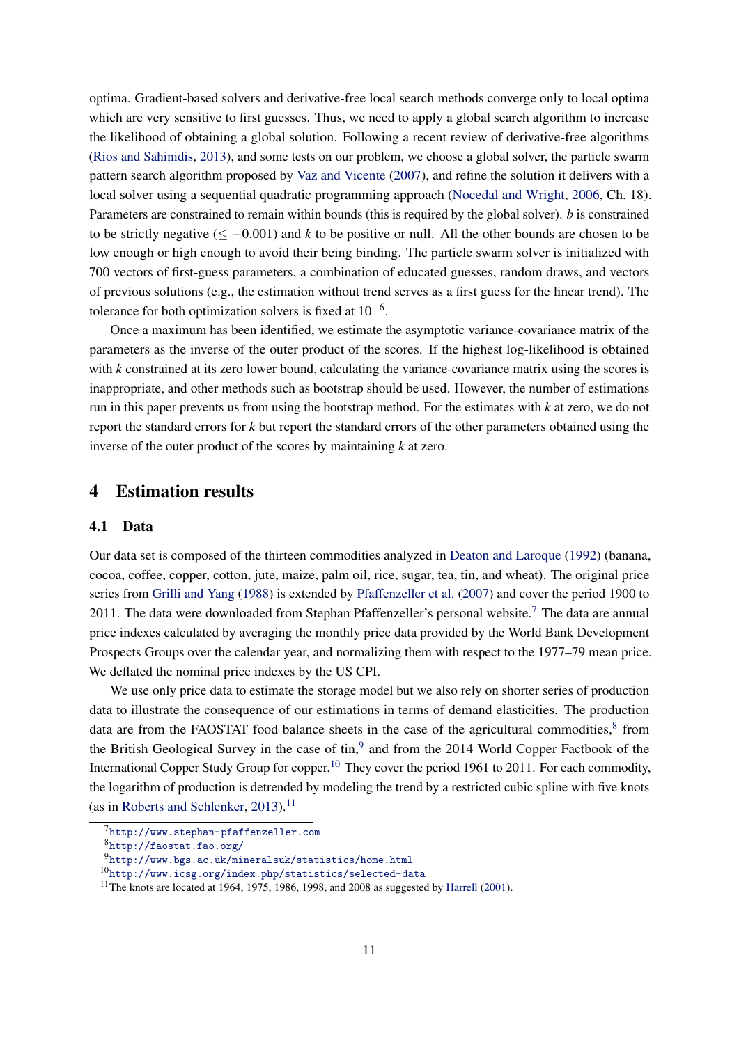optima. Gradient-based solvers and derivative-free local search methods converge only to local optima which are very sensitive to first guesses. Thus, we need to apply a global search algorithm to increase the likelihood of obtaining a global solution. Following a recent review of derivative-free algorithms (Rios and Sahinidis, 2013), and some tests on our problem, we choose a global solver, the particle swarm pattern search algorithm proposed by Vaz and Vicente (2007), and refine the solution it delivers with a local solver using a sequential quadratic programming approach (Nocedal and Wright, 2006, Ch. 18). Parameters are constrained to remain within bounds (this is required by the global solver). $b$ is constrained to be strictly negative ($\leq -0.001$) and $k$ to be positive or null. All the other bounds are chosen to be low enough or high enough to avoid their being binding. The particle swarm solver is initialized with 700 vectors of first-guess parameters, a combination of educated guesses, random draws, and vectors of previous solutions (e.g., the estimation without trend serves as a first guess for the linear trend). The tolerance for both optimization solvers is fixed at $10^{-6}$.

Once a maximum has been identified, we estimate the asymptotic variance-covariance matrix of the parameters as the inverse of the outer product of the scores. If the highest log-likelihood is obtained with $k$ constrained at its zero lower bound, calculating the variance-covariance matrix using the scores is inappropriate, and other methods such as bootstrap should be used. However, the number of estimations run in this paper prevents us from using the bootstrap method. For the estimates with $k$ at zero, we do not report the standard errors for $k$ but report the standard errors of the other parameters obtained using the inverse of the outer product of the scores by maintaining $k$ at zero.

# 4 Estimation results

## 4.1 Data

Our data set is composed of the thirteen commodities analyzed in Deaton and Laroque (1992) (banana, cocoa, coffee, copper, cotton, jute, maize, palm oil, rice, sugar, tea, tin, and wheat). The original price series from Grilli and Yang (1988) is extended by Pfaffenzeller et al. (2007) and cover the period 1900 to 2011. The data were downloaded from Stephan Pfaffenzeller's personal website.[7] The data are annual price indexes calculated by averaging the monthly price data provided by the World Bank Development Prospects Groups over the calendar year, and normalizing them with respect to the 1977–79 mean price. We deflated the nominal price indexes by the US CPI.

We use only price data to estimate the storage model but we also rely on shorter series of production data to illustrate the consequence of our estimations in terms of demand elasticities. The production data are from the FAOSTAT food balance sheets in the case of the agricultural commodities,[8] from the British Geological Survey in the case of tin,[9] and from the 2014 World Copper Factbook of the International Copper Study Group for copper.[10] They cover the period 1961 to 2011. For each commodity, the logarithm of production is detrended by modeling the trend by a restricted cubic spline with five knots (as in Roberts and Schlenker, 2013).[11]

[7] http://www.stephan-pfaffenzeller.com

[8] http://faostat.fao.org/

[9] http://www.bgs.ac.uk/mineralsuk/statistics/home.html

[10] http://www.icsg.org/index.php/statistics/selected-data

[11] The knots are located at 1964, 1975, 1986, 1998, and 2008 as suggested by Harrell (2001).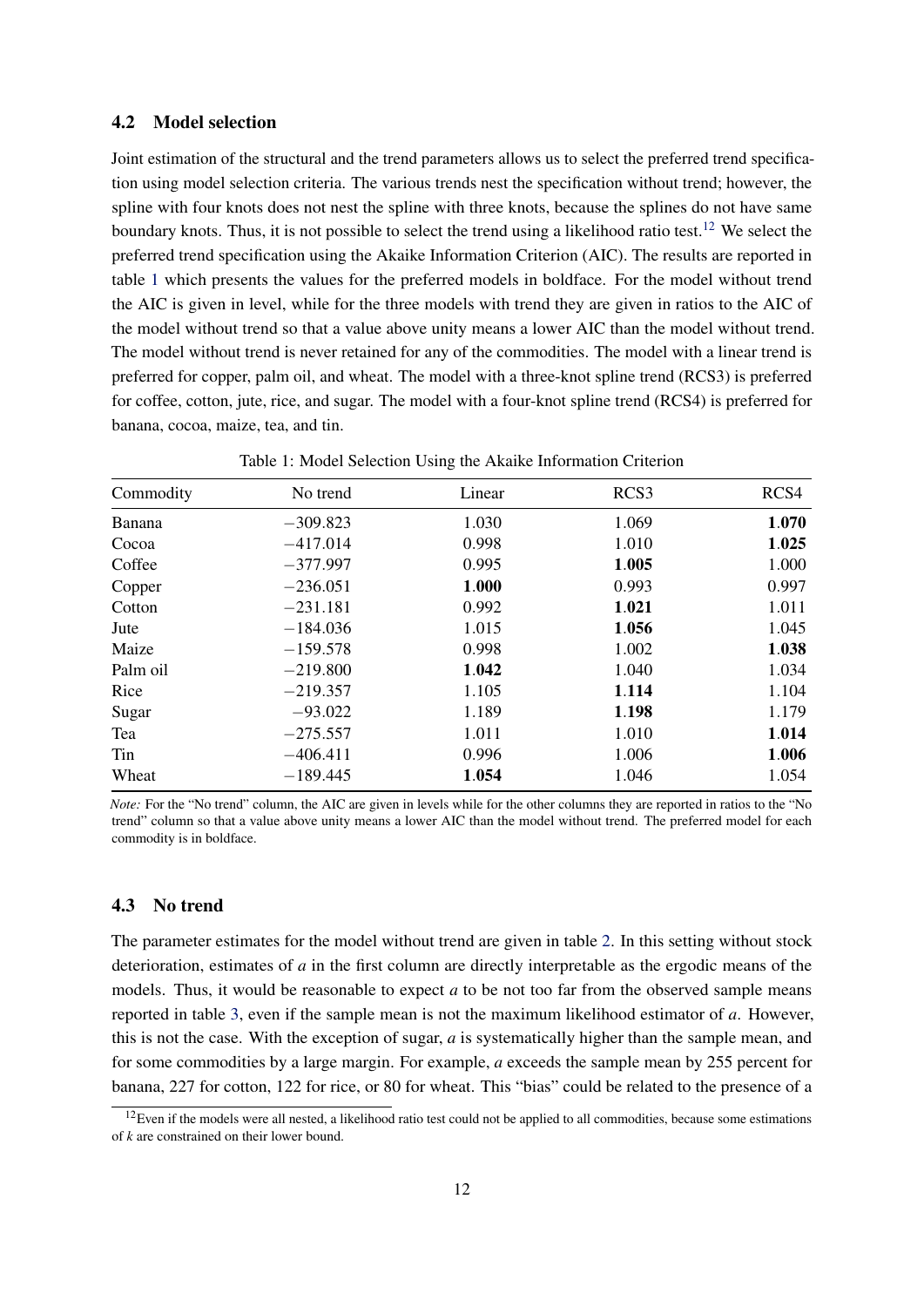### 4.2 Model selection

Joint estimation of the structural and the trend parameters allows us to select the preferred trend specification using model selection criteria. The various trends nest the specification without trend; however, the spline with four knots does not nest the spline with three knots, because the splines do not have same boundary knots. Thus, it is not possible to select the trend using a likelihood ratio test.[12] We select the preferred trend specification using the Akaike Information Criterion (AIC). The results are reported in table 1 which presents the values for the preferred models in boldface. For the model without trend the AIC is given in level, while for the three models with trend they are given in ratios to the AIC of the model without trend so that a value above unity means a lower AIC than the model without trend. The model without trend is never retained for any of the commodities. The model with a linear trend is preferred for copper, palm oil, and wheat. The model with a three-knot spline trend (RCS3) is preferred for coffee, cotton, jute, rice, and sugar. The model with a four-knot spline trend (RCS4) is preferred for banana, cocoa, maize, tea, and tin.

Table 1: Model Selection Using the Akaike Information Criterion

| Commodity | No trend | Linear | RCS3 | RCS4 |
|---|---|---|---|---|
| Banana | −309.823 | 1.030 | 1.069 | **1.070** |
| Cocoa | −417.014 | 0.998 | 1.010 | **1.025** |
| Coffee | −377.997 | 0.995 | **1.005** | 1.000 |
| Copper | −236.051 | **1.000** | 0.993 | 0.997 |
| Cotton | −231.181 | 0.992 | **1.021** | 1.011 |
| Jute | −184.036 | 1.015 | **1.056** | 1.045 |
| Maize | −159.578 | 0.998 | 1.002 | **1.038** |
| Palm oil | −219.800 | **1.042** | 1.040 | 1.034 |
| Rice | −219.357 | 1.105 | **1.114** | 1.104 |
| Sugar | −93.022 | 1.189 | **1.198** | 1.179 |
| Tea | −275.557 | 1.011 | 1.010 | **1.014** |
| Tin | −406.411 | 0.996 | 1.006 | **1.006** |
| Wheat | −189.445 | **1.054** | 1.046 | 1.054 |

*Note:* For the "No trend" column, the AIC are given in levels while for the other columns they are reported in ratios to the "No trend" column so that a value above unity means a lower AIC than the model without trend. The preferred model for each commodity is in boldface.

### 4.3 No trend

The parameter estimates for the model without trend are given in table 2. In this setting without stock deterioration, estimates of $a$ in the first column are directly interpretable as the ergodic means of the models. Thus, it would be reasonable to expect $a$ to be not too far from the observed sample means reported in table 3, even if the sample mean is not the maximum likelihood estimator of $a$. However, this is not the case. With the exception of sugar, $a$ is systematically higher than the sample mean, and for some commodities by a large margin. For example, $a$ exceeds the sample mean by 255 percent for banana, 227 for cotton, 122 for rice, or 80 for wheat. This "bias" could be related to the presence of a

[12] Even if the models were all nested, a likelihood ratio test could not be applied to all commodities, because some estimations of $k$ are constrained on their lower bound.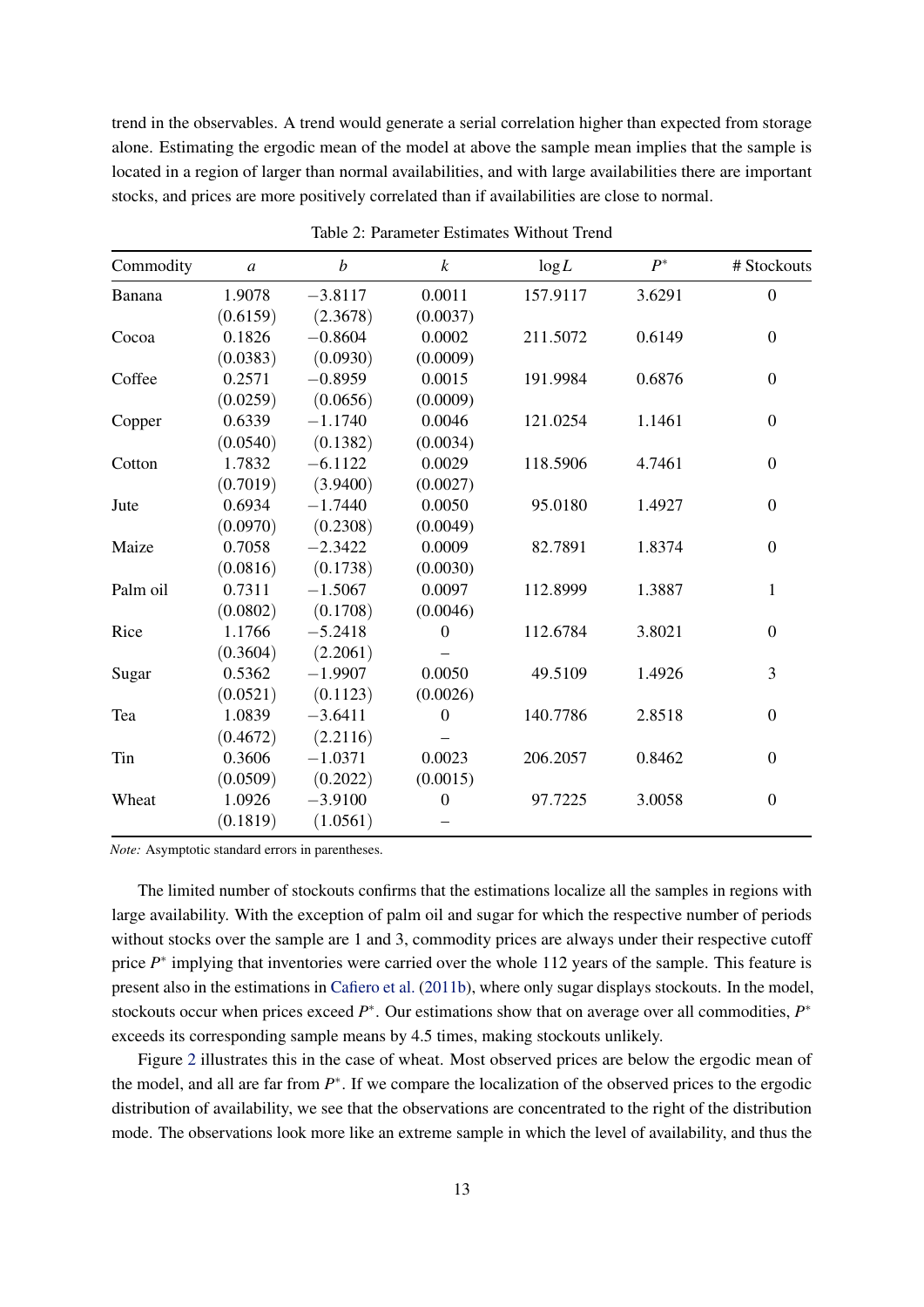trend in the observables. A trend would generate a serial correlation higher than expected from storage alone. Estimating the ergodic mean of the model at above the sample mean implies that the sample is located in a region of larger than normal availabilities, and with large availabilities there are important stocks, and prices are more positively correlated than if availabilities are close to normal.

Table 2: Parameter Estimates Without Trend

| Commodity | $a$ | $b$ | $k$ | $\log L$ | $P^*$ | # Stockouts |
|---|---|---|---|---|---|---|
| Banana | 1.9078 | −3.8117 | 0.0011 | 157.9117 | 3.6291 | 0 |
| | (0.6159) | (2.3678) | (0.0037) | | | |
| Cocoa | 0.1826 | −0.8604 | 0.0002 | 211.5072 | 0.6149 | 0 |
| | (0.0383) | (0.0930) | (0.0009) | | | |
| Coffee | 0.2571 | −0.8959 | 0.0015 | 191.9984 | 0.6876 | 0 |
| | (0.0259) | (0.0656) | (0.0009) | | | |
| Copper | 0.6339 | −1.1740 | 0.0046 | 121.0254 | 1.1461 | 0 |
| | (0.0540) | (0.1382) | (0.0034) | | | |
| Cotton | 1.7832 | −6.1122 | 0.0029 | 118.5906 | 4.7461 | 0 |
| | (0.7019) | (3.9400) | (0.0027) | | | |
| Jute | 0.6934 | −1.7440 | 0.0050 | 95.0180 | 1.4927 | 0 |
| | (0.0970) | (0.2308) | (0.0049) | | | |
| Maize | 0.7058 | −2.3422 | 0.0009 | 82.7891 | 1.8374 | 0 |
| | (0.0816) | (0.1738) | (0.0030) | | | |
| Palm oil | 0.7311 | −1.5067 | 0.0097 | 112.8999 | 1.3887 | 1 |
| | (0.0802) | (0.1708) | (0.0046) | | | |
| Rice | 1.1766 | −5.2418 | 0 | 112.6784 | 3.8021 | 0 |
| | (0.3604) | (2.2061) | – | | | |
| Sugar | 0.5362 | −1.9907 | 0.0050 | 49.5109 | 1.4926 | 3 |
| | (0.0521) | (0.1123) | (0.0026) | | | |
| Tea | 1.0839 | −3.6411 | 0 | 140.7786 | 2.8518 | 0 |
| | (0.4672) | (2.2116) | – | | | |
| Tin | 0.3606 | −1.0371 | 0.0023 | 206.2057 | 0.8462 | 0 |
| | (0.0509) | (0.2022) | (0.0015) | | | |
| Wheat | 1.0926 | −3.9100 | 0 | 97.7225 | 3.0058 | 0 |
| | (0.1819) | (1.0561) | – | | | |

*Note:* Asymptotic standard errors in parentheses.

The limited number of stockouts confirms that the estimations localize all the samples in regions with large availability. With the exception of palm oil and sugar for which the respective number of periods without stocks over the sample are 1 and 3, commodity prices are always under their respective cutoff price $P^*$ implying that inventories were carried over the whole 112 years of the sample. This feature is present also in the estimations in Cafiero et al. (2011b), where only sugar displays stockouts. In the model, stockouts occur when prices exceed $P^*$. Our estimations show that on average over all commodities, $P^*$ exceeds its corresponding sample means by 4.5 times, making stockouts unlikely.

Figure 2 illustrates this in the case of wheat. Most observed prices are below the ergodic mean of the model, and all are far from $P^*$. If we compare the localization of the observed prices to the ergodic distribution of availability, we see that the observations are concentrated to the right of the distribution mode. The observations look more like an extreme sample in which the level of availability, and thus the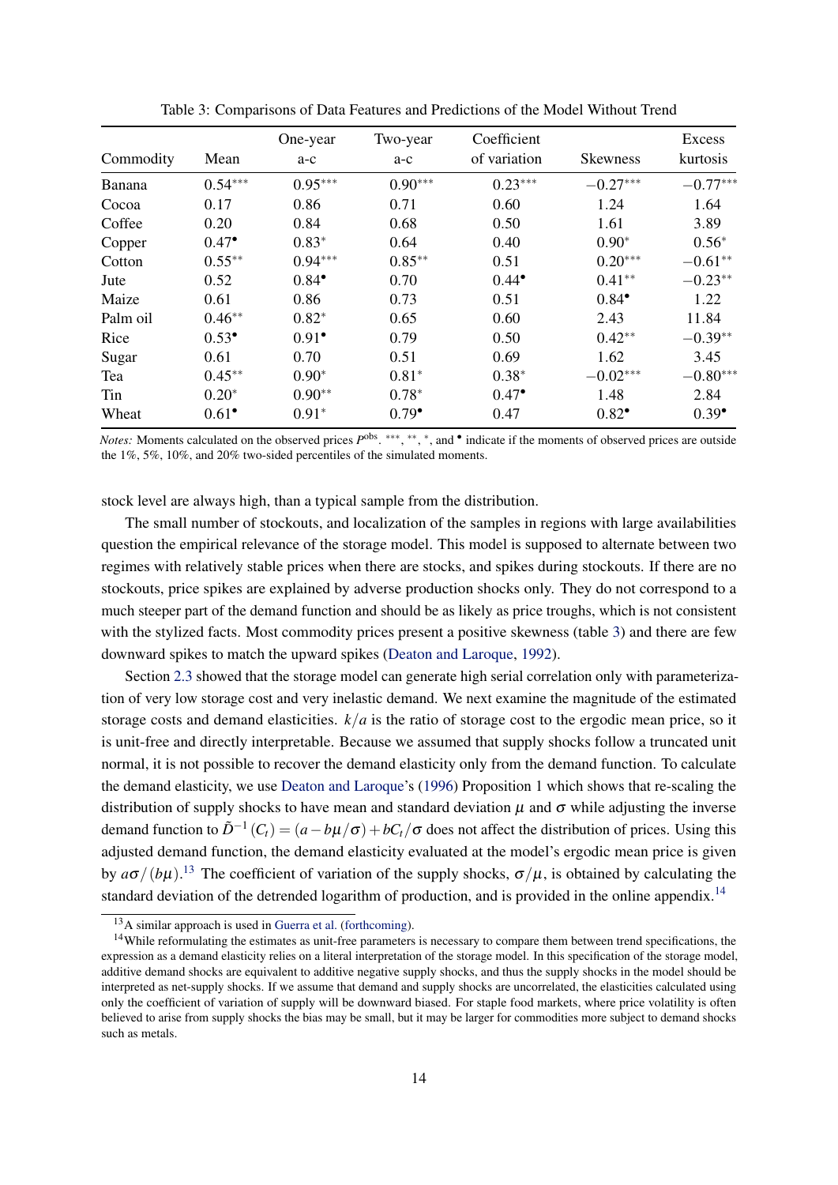Table 3: Comparisons of Data Features and Predictions of the Model Without Trend

| Commodity | Mean | One-year a-c | Two-year a-c | Coefficient of variation | Skewness | Excess kurtosis |
|---|---|---|---|---|---|---|
| Banana | $0.54^{***}$ | $0.95^{***}$ | $0.90^{***}$ | $0.23^{***}$ | $-0.27^{***}$ | $-0.77^{***}$ |
| Cocoa | 0.17 | 0.86 | 0.71 | 0.60 | 1.24 | 1.64 |
| Coffee | 0.20 | 0.84 | 0.68 | 0.50 | 1.61 | 3.89 |
| Copper | $0.47^{\bullet}$ | $0.83^{*}$ | 0.64 | 0.40 | $0.90^{*}$ | $0.56^{*}$ |
| Cotton | $0.55^{**}$ | $0.94^{***}$ | $0.85^{**}$ | 0.51 | $0.20^{***}$ | $-0.61^{**}$ |
| Jute | 0.52 | $0.84^{\bullet}$ | 0.70 | $0.44^{\bullet}$ | $0.41^{**}$ | $-0.23^{**}$ |
| Maize | 0.61 | 0.86 | 0.73 | 0.51 | $0.84^{\bullet}$ | 1.22 |
| Palm oil | $0.46^{**}$ | $0.82^{*}$ | 0.65 | 0.60 | 2.43 | 11.84 |
| Rice | $0.53^{\bullet}$ | $0.91^{\bullet}$ | 0.79 | 0.50 | $0.42^{**}$ | $-0.39^{**}$ |
| Sugar | 0.61 | 0.70 | 0.51 | 0.69 | 1.62 | 3.45 |
| Tea | $0.45^{**}$ | $0.90^{*}$ | $0.81^{*}$ | $0.38^{*}$ | $-0.02^{***}$ | $-0.80^{***}$ |
| Tin | $0.20^{*}$ | $0.90^{**}$ | $0.78^{*}$ | $0.47^{\bullet}$ | 1.48 | 2.84 |
| Wheat | $0.61^{\bullet}$ | $0.91^{*}$ | $0.79^{\bullet}$ | 0.47 | $0.82^{\bullet}$ | $0.39^{\bullet}$ |

*Notes:* Moments calculated on the observed prices $P^{\text{obs}}$. $^{***}$, $^{**}$, $^{*}$, and $^{\bullet}$ indicate if the moments of observed prices are outside the 1%, 5%, 10%, and 20% two-sided percentiles of the simulated moments.

stock level are always high, than a typical sample from the distribution.

The small number of stockouts, and localization of the samples in regions with large availabilities question the empirical relevance of the storage model. This model is supposed to alternate between two regimes with relatively stable prices when there are stocks, and spikes during stockouts. If there are no stockouts, price spikes are explained by adverse production shocks only. They do not correspond to a much steeper part of the demand function and should be as likely as price troughs, which is not consistent with the stylized facts. Most commodity prices present a positive skewness (table 3) and there are few downward spikes to match the upward spikes (Deaton and Laroque, 1992).

Section 2.3 showed that the storage model can generate high serial correlation only with parameterization of very low storage cost and very inelastic demand. We next examine the magnitude of the estimated storage costs and demand elasticities. $k/a$ is the ratio of storage cost to the ergodic mean price, so it is unit-free and directly interpretable. Because we assumed that supply shocks follow a truncated unit normal, it is not possible to recover the demand elasticity only from the demand function. To calculate the demand elasticity, we use Deaton and Laroque's (1996) Proposition 1 which shows that re-scaling the distribution of supply shocks to have mean and standard deviation $\mu$ and $\sigma$ while adjusting the inverse demand function to $\tilde{D}^{-1}(C_t) = (a - b\mu/\sigma) + bC_t/\sigma$ does not affect the distribution of prices. Using this adjusted demand function, the demand elasticity evaluated at the model's ergodic mean price is given by $a\sigma/(b\mu)$.[13] The coefficient of variation of the supply shocks, $\sigma/\mu$, is obtained by calculating the standard deviation of the detrended logarithm of production, and is provided in the online appendix.[14]

[13] A similar approach is used in Guerra et al. (forthcoming).

[14] While reformulating the estimates as unit-free parameters is necessary to compare them between trend specifications, the expression as a demand elasticity relies on a literal interpretation of the storage model. In this specification of the storage model, additive demand shocks are equivalent to additive negative supply shocks, and thus the supply shocks in the model should be interpreted as net-supply shocks. If we assume that demand and supply shocks are uncorrelated, the elasticities calculated using only the coefficient of variation of supply will be downward biased. For staple food markets, where price volatility is often believed to arise from supply shocks the bias may be small, but it may be larger for commodities more subject to demand shocks such as metals.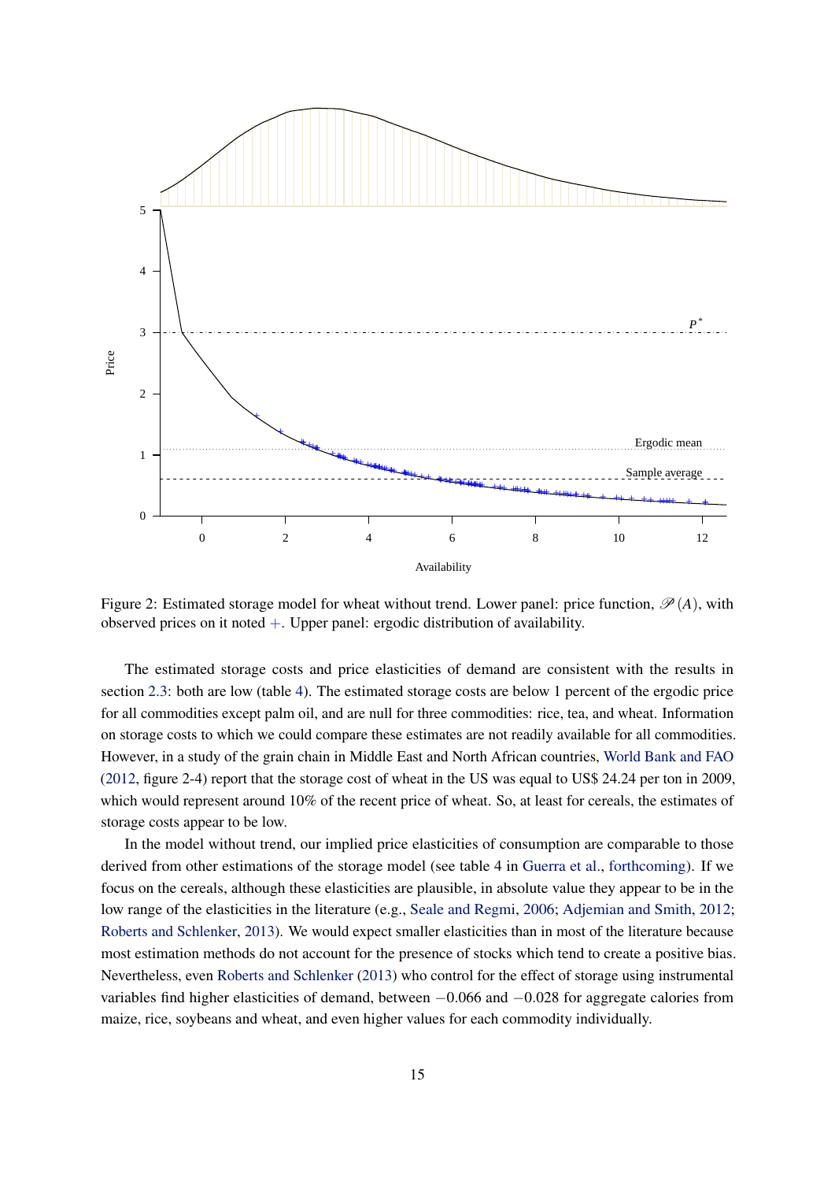Figure 2: Estimated storage model for wheat without trend. Lower panel: price function, $\mathscr{P}(A)$, with observed prices on it noted $+$. Upper panel: ergodic distribution of availability.

The estimated storage costs and price elasticities of demand are consistent with the results in section 2.3: both are low (table 4). The estimated storage costs are below 1 percent of the ergodic price for all commodities except palm oil, and are null for three commodities: rice, tea, and wheat. Information on storage costs to which we could compare these estimates are not readily available for all commodities. However, in a study of the grain chain in Middle East and North African countries, World Bank and FAO (2012, figure 2-4) report that the storage cost of wheat in the US was equal to US$ 24.24 per ton in 2009, which would represent around 10% of the recent price of wheat. So, at least for cereals, the estimates of storage costs appear to be low.

In the model without trend, our implied price elasticities of consumption are comparable to those derived from other estimations of the storage model (see table 4 in Guerra et al., forthcoming). If we focus on the cereals, although these elasticities are plausible, in absolute value they appear to be in the low range of the elasticities in the literature (e.g., Seale and Regmi, 2006; Adjemian and Smith, 2012; Roberts and Schlenker, 2013). We would expect smaller elasticities than in most of the literature because most estimation methods do not account for the presence of stocks which tend to create a positive bias. Nevertheless, even Roberts and Schlenker (2013) who control for the effect of storage using instrumental variables find higher elasticities of demand, between $-0.066$ and $-0.028$ for aggregate calories from maize, rice, soybeans and wheat, and even higher values for each commodity individually.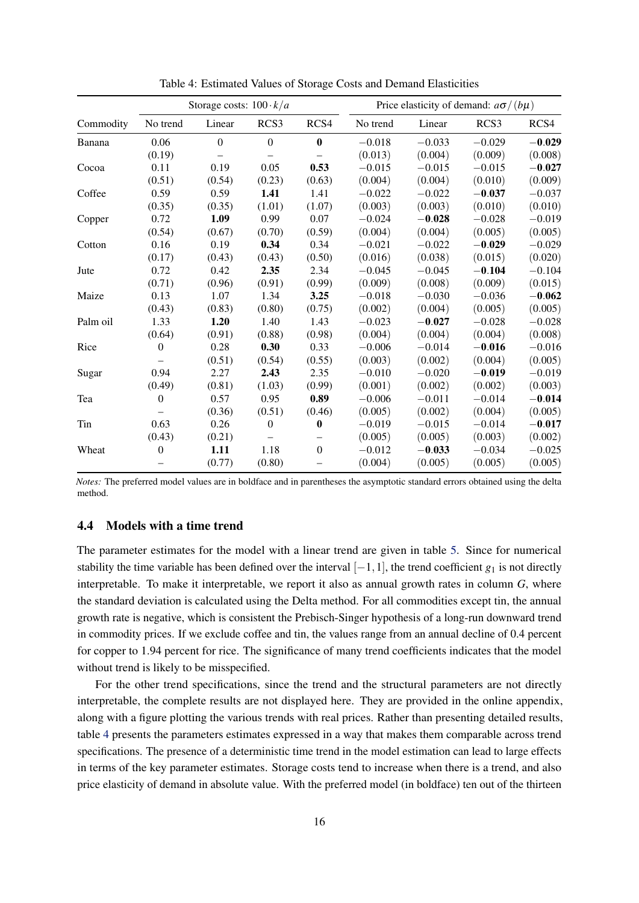Table 4: Estimated Values of Storage Costs and Demand Elasticities

| | Storage costs: $100 \cdot k/a$ | | | | Price elasticity of demand: $a\sigma/(b\mu)$ | | | |
|---|---|---|---|---|---|---|---|---|
| Commodity | No trend | Linear | RCS3 | RCS4 | No trend | Linear | RCS3 | RCS4 |
| Banana | 0.06 | 0 | 0 | **0** | −0.018 | −0.033 | −0.029 | **−0.029** |
| | (0.19) | – | – | – | (0.013) | (0.004) | (0.009) | (0.008) |
| Cocoa | 0.11 | 0.19 | 0.05 | **0.53** | −0.015 | −0.015 | −0.015 | **−0.027** |
| | (0.51) | (0.54) | (0.23) | (0.63) | (0.004) | (0.004) | (0.010) | (0.009) |
| Coffee | 0.59 | 0.59 | **1.41** | 1.41 | −0.022 | −0.022 | **−0.037** | −0.037 |
| | (0.35) | (0.35) | (1.01) | (1.07) | (0.003) | (0.003) | (0.010) | (0.010) |
| Copper | 0.72 | **1.09** | 0.99 | 0.07 | −0.024 | **−0.028** | −0.028 | −0.019 |
| | (0.54) | (0.67) | (0.70) | (0.59) | (0.004) | (0.004) | (0.005) | (0.005) |
| Cotton | 0.16 | 0.19 | **0.34** | 0.34 | −0.021 | −0.022 | **−0.029** | −0.029 |
| | (0.17) | (0.43) | (0.43) | (0.50) | (0.016) | (0.038) | (0.015) | (0.020) |
| Jute | 0.72 | 0.42 | **2.35** | 2.34 | −0.045 | −0.045 | **−0.104** | −0.104 |
| | (0.71) | (0.96) | (0.91) | (0.99) | (0.009) | (0.008) | (0.009) | (0.015) |
| Maize | 0.13 | 1.07 | 1.34 | **3.25** | −0.018 | −0.030 | −0.036 | **−0.062** |
| | (0.43) | (0.83) | (0.80) | (0.75) | (0.002) | (0.004) | (0.005) | (0.005) |
| Palm oil | 1.33 | **1.20** | 1.40 | 1.43 | −0.023 | **−0.027** | −0.028 | −0.028 |
| | (0.64) | (0.91) | (0.88) | (0.98) | (0.004) | (0.004) | (0.004) | (0.008) |
| Rice | 0 | 0.28 | **0.30** | 0.33 | −0.006 | −0.014 | **−0.016** | −0.016 |
| | – | (0.51) | (0.54) | (0.55) | (0.003) | (0.002) | (0.004) | (0.005) |
| Sugar | 0.94 | 2.27 | **2.43** | 2.35 | −0.010 | −0.020 | **−0.019** | −0.019 |
| | (0.49) | (0.81) | (1.03) | (0.99) | (0.001) | (0.002) | (0.002) | (0.003) |
| Tea | 0 | 0.57 | 0.95 | **0.89** | −0.006 | −0.011 | −0.014 | **−0.014** |
| | – | (0.36) | (0.51) | (0.46) | (0.005) | (0.002) | (0.004) | (0.005) |
| Tin | 0.63 | 0.26 | 0 | **0** | −0.019 | −0.015 | −0.014 | **−0.017** |
| | (0.43) | (0.21) | – | – | (0.005) | (0.005) | (0.003) | (0.002) |
| Wheat | 0 | **1.11** | 1.18 | 0 | −0.012 | **−0.033** | −0.034 | −0.025 |
| | – | (0.77) | (0.80) | – | (0.004) | (0.005) | (0.005) | (0.005) |

*Notes:* The preferred model values are in boldface and in parentheses the asymptotic standard errors obtained using the delta method.

### 4.4 Models with a time trend

The parameter estimates for the model with a linear trend are given in table 5. Since for numerical stability the time variable has been defined over the interval $[-1, 1]$, the trend coefficient $g_1$ is not directly interpretable. To make it interpretable, we report it also as annual growth rates in column $G$, where the standard deviation is calculated using the Delta method. For all commodities except tin, the annual growth rate is negative, which is consistent the Prebisch-Singer hypothesis of a long-run downward trend in commodity prices. If we exclude coffee and tin, the values range from an annual decline of 0.4 percent for copper to 1.94 percent for rice. The significance of many trend coefficients indicates that the model without trend is likely to be misspecified.

For the other trend specifications, since the trend and the structural parameters are not directly interpretable, the complete results are not displayed here. They are provided in the online appendix, along with a figure plotting the various trends with real prices. Rather than presenting detailed results, table 4 presents the parameters estimates expressed in a way that makes them comparable across trend specifications. The presence of a deterministic time trend in the model estimation can lead to large effects in terms of the key parameter estimates. Storage costs tend to increase when there is a trend, and also price elasticity of demand in absolute value. With the preferred model (in boldface) ten out of the thirteen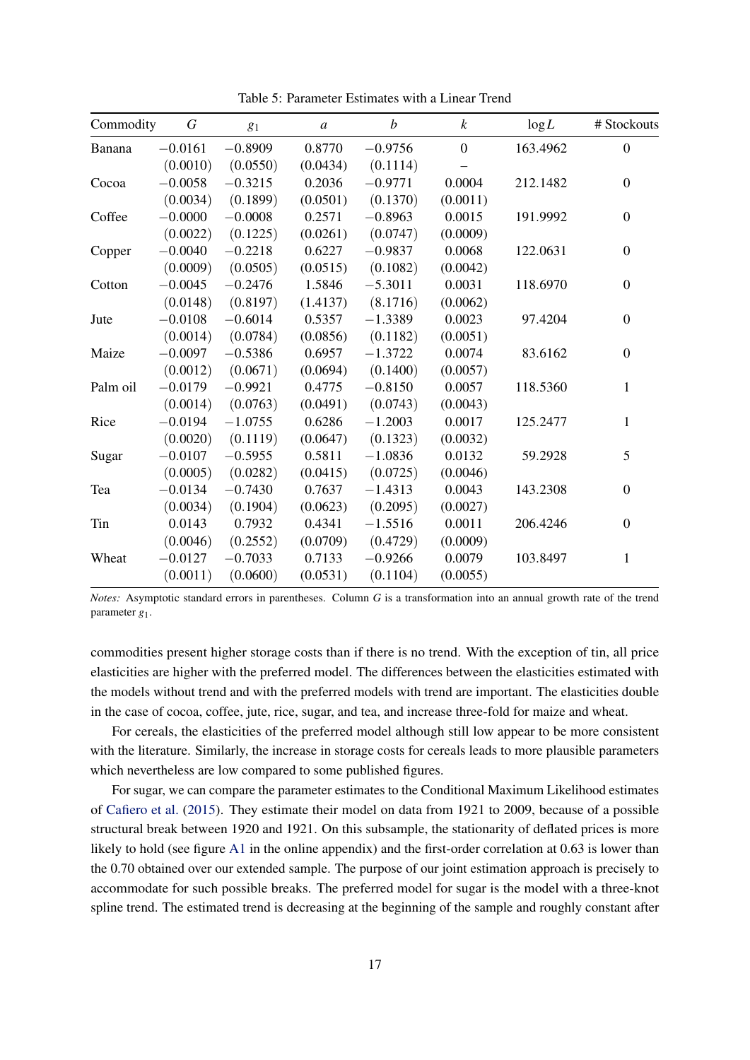Table 5: Parameter Estimates with a Linear Trend

| Commodity | $G$ | $g_1$ | $a$ | $b$ | $k$ | $\log L$ | # Stockouts |
|---|---|---|---|---|---|---|---|
| Banana | $-0.0161$ | $-0.8909$ | 0.8770 | $-0.9756$ | 0 | 163.4962 | 0 |
| | (0.0010) | (0.0550) | (0.0434) | (0.1114) | – | | |
| Cocoa | $-0.0058$ | $-0.3215$ | 0.2036 | $-0.9771$ | 0.0004 | 212.1482 | 0 |
| | (0.0034) | (0.1899) | (0.0501) | (0.1370) | (0.0011) | | |
| Coffee | $-0.0000$ | $-0.0008$ | 0.2571 | $-0.8963$ | 0.0015 | 191.9992 | 0 |
| | (0.0022) | (0.1225) | (0.0261) | (0.0747) | (0.0009) | | |
| Copper | $-0.0040$ | $-0.2218$ | 0.6227 | $-0.9837$ | 0.0068 | 122.0631 | 0 |
| | (0.0009) | (0.0505) | (0.0515) | (0.1082) | (0.0042) | | |
| Cotton | $-0.0045$ | $-0.2476$ | 1.5846 | $-5.3011$ | 0.0031 | 118.6970 | 0 |
| | (0.0148) | (0.8197) | (1.4137) | (8.1716) | (0.0062) | | |
| Jute | $-0.0108$ | $-0.6014$ | 0.5357 | $-1.3389$ | 0.0023 | 97.4204 | 0 |
| | (0.0014) | (0.0784) | (0.0856) | (0.1182) | (0.0051) | | |
| Maize | $-0.0097$ | $-0.5386$ | 0.6957 | $-1.3722$ | 0.0074 | 83.6162 | 0 |
| | (0.0012) | (0.0671) | (0.0694) | (0.1400) | (0.0057) | | |
| Palm oil | $-0.0179$ | $-0.9921$ | 0.4775 | $-0.8150$ | 0.0057 | 118.5360 | 1 |
| | (0.0014) | (0.0763) | (0.0491) | (0.0743) | (0.0043) | | |
| Rice | $-0.0194$ | $-1.0755$ | 0.6286 | $-1.2003$ | 0.0017 | 125.2477 | 1 |
| | (0.0020) | (0.1119) | (0.0647) | (0.1323) | (0.0032) | | |
| Sugar | $-0.0107$ | $-0.5955$ | 0.5811 | $-1.0836$ | 0.0132 | 59.2928 | 5 |
| | (0.0005) | (0.0282) | (0.0415) | (0.0725) | (0.0046) | | |
| Tea | $-0.0134$ | $-0.7430$ | 0.7637 | $-1.4313$ | 0.0043 | 143.2308 | 0 |
| | (0.0034) | (0.1904) | (0.0623) | (0.2095) | (0.0027) | | |
| Tin | 0.0143 | 0.7932 | 0.4341 | $-1.5516$ | 0.0011 | 206.4246 | 0 |
| | (0.0046) | (0.2552) | (0.0709) | (0.4729) | (0.0009) | | |
| Wheat | $-0.0127$ | $-0.7033$ | 0.7133 | $-0.9266$ | 0.0079 | 103.8497 | 1 |
| | (0.0011) | (0.0600) | (0.0531) | (0.1104) | (0.0055) | | |

*Notes:* Asymptotic standard errors in parentheses. Column $G$ is a transformation into an annual growth rate of the trend parameter $g_1$.

commodities present higher storage costs than if there is no trend. With the exception of tin, all price elasticities are higher with the preferred model. The differences between the elasticities estimated with the models without trend and with the preferred models with trend are important. The elasticities double in the case of cocoa, coffee, jute, rice, sugar, and tea, and increase three-fold for maize and wheat.

For cereals, the elasticities of the preferred model although still low appear to be more consistent with the literature. Similarly, the increase in storage costs for cereals leads to more plausible parameters which nevertheless are low compared to some published figures.

For sugar, we can compare the parameter estimates to the Conditional Maximum Likelihood estimates of Cafiero et al. (2015). They estimate their model on data from 1921 to 2009, because of a possible structural break between 1920 and 1921. On this subsample, the stationarity of deflated prices is more likely to hold (see figure A1 in the online appendix) and the first-order correlation at 0.63 is lower than the 0.70 obtained over our extended sample. The purpose of our joint estimation approach is precisely to accommodate for such possible breaks. The preferred model for sugar is the model with a three-knot spline trend. The estimated trend is decreasing at the beginning of the sample and roughly constant after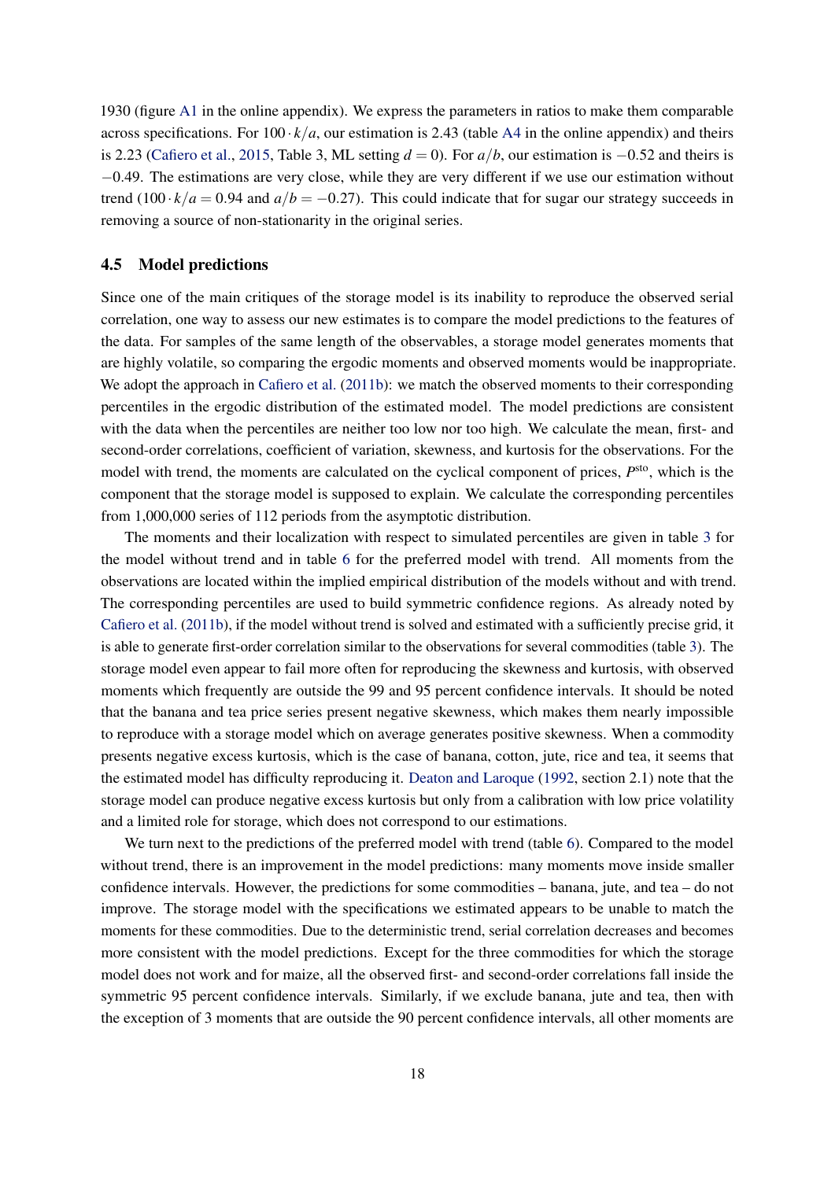1930 (figure A1 in the online appendix). We express the parameters in ratios to make them comparable across specifications. For $100 \cdot k/a$, our estimation is 2.43 (table A4 in the online appendix) and theirs is 2.23 (Cafiero et al., 2015, Table 3, ML setting $d = 0$). For $a/b$, our estimation is $-0.52$ and theirs is $-0.49$. The estimations are very close, while they are very different if we use our estimation without trend ($100 \cdot k/a = 0.94$ and $a/b = -0.27$). This could indicate that for sugar our strategy succeeds in removing a source of non-stationarity in the original series.

### 4.5 Model predictions

Since one of the main critiques of the storage model is its inability to reproduce the observed serial correlation, one way to assess our new estimates is to compare the model predictions to the features of the data. For samples of the same length of the observables, a storage model generates moments that are highly volatile, so comparing the ergodic moments and observed moments would be inappropriate. We adopt the approach in Cafiero et al. (2011b): we match the observed moments to their corresponding percentiles in the ergodic distribution of the estimated model. The model predictions are consistent with the data when the percentiles are neither too low nor too high. We calculate the mean, first- and second-order correlations, coefficient of variation, skewness, and kurtosis for the observations. For the model with trend, the moments are calculated on the cyclical component of prices, $P^{\text{sto}}$, which is the component that the storage model is supposed to explain. We calculate the corresponding percentiles from 1,000,000 series of 112 periods from the asymptotic distribution.

The moments and their localization with respect to simulated percentiles are given in table 3 for the model without trend and in table 6 for the preferred model with trend. All moments from the observations are located within the implied empirical distribution of the models without and with trend. The corresponding percentiles are used to build symmetric confidence regions. As already noted by Cafiero et al. (2011b), if the model without trend is solved and estimated with a sufficiently precise grid, it is able to generate first-order correlation similar to the observations for several commodities (table 3). The storage model even appear to fail more often for reproducing the skewness and kurtosis, with observed moments which frequently are outside the 99 and 95 percent confidence intervals. It should be noted that the banana and tea price series present negative skewness, which makes them nearly impossible to reproduce with a storage model which on average generates positive skewness. When a commodity presents negative excess kurtosis, which is the case of banana, cotton, jute, rice and tea, it seems that the estimated model has difficulty reproducing it. Deaton and Laroque (1992, section 2.1) note that the storage model can produce negative excess kurtosis but only from a calibration with low price volatility and a limited role for storage, which does not correspond to our estimations.

We turn next to the predictions of the preferred model with trend (table 6). Compared to the model without trend, there is an improvement in the model predictions: many moments move inside smaller confidence intervals. However, the predictions for some commodities – banana, jute, and tea – do not improve. The storage model with the specifications we estimated appears to be unable to match the moments for these commodities. Due to the deterministic trend, serial correlation decreases and becomes more consistent with the model predictions. Except for the three commodities for which the storage model does not work and for maize, all the observed first- and second-order correlations fall inside the symmetric 95 percent confidence intervals. Similarly, if we exclude banana, jute and tea, then with the exception of 3 moments that are outside the 90 percent confidence intervals, all other moments are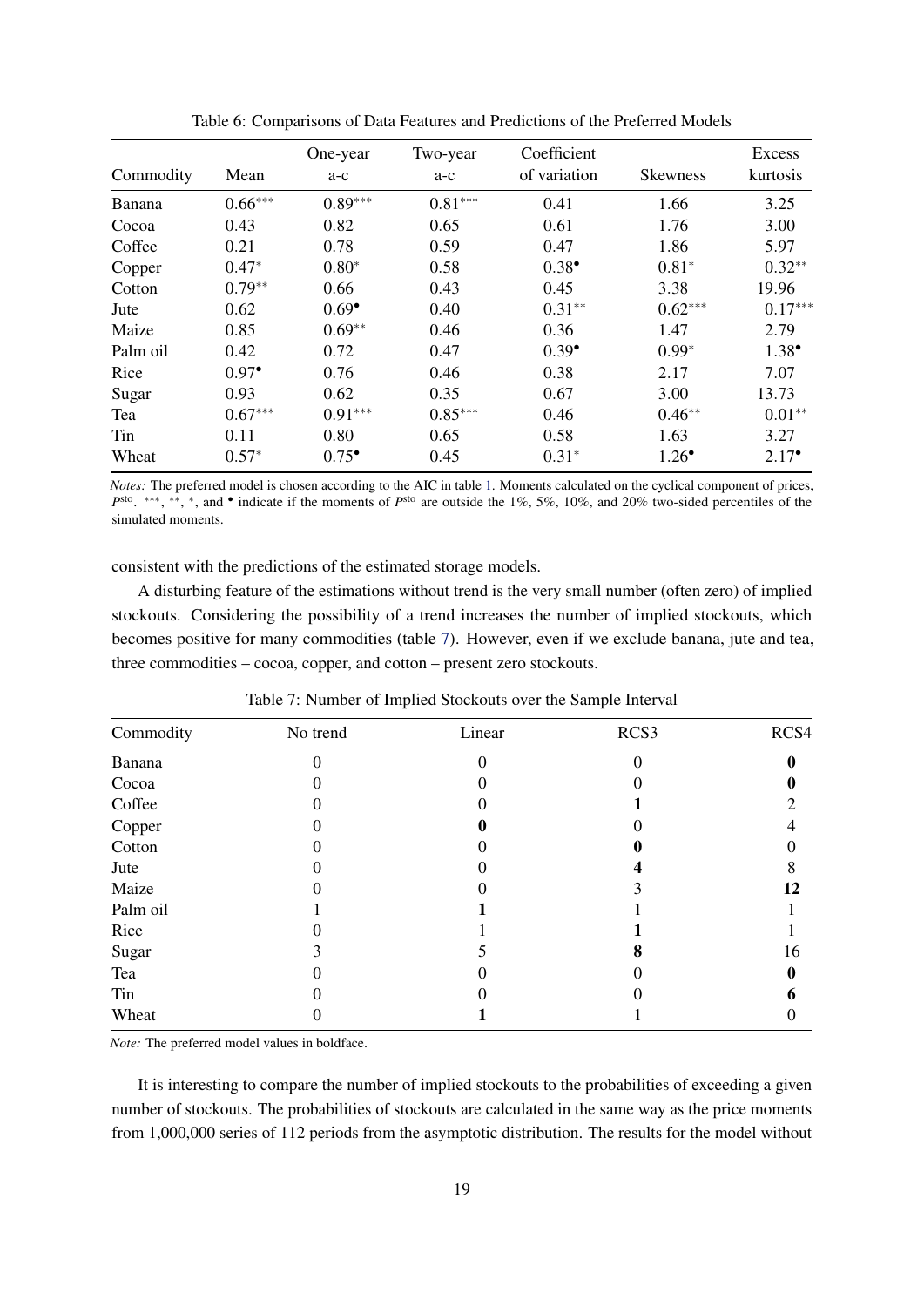Table 6: Comparisons of Data Features and Predictions of the Preferred Models

| Commodity | Mean | One-year a-c | Two-year a-c | Coefficient of variation | Skewness | Excess kurtosis |
|---|---|---|---|---|---|---|
| Banana | $0.66^{***}$ | $0.89^{***}$ | $0.81^{***}$ | 0.41 | 1.66 | 3.25 |
| Cocoa | 0.43 | 0.82 | 0.65 | 0.61 | 1.76 | 3.00 |
| Coffee | 0.21 | 0.78 | 0.59 | 0.47 | 1.86 | 5.97 |
| Copper | $0.47^{*}$ | $0.80^{*}$ | 0.58 | $0.38^{\bullet}$ | $0.81^{*}$ | $0.32^{**}$ |
| Cotton | $0.79^{**}$ | 0.66 | 0.43 | 0.45 | 3.38 | 19.96 |
| Jute | 0.62 | $0.69^{\bullet}$ | 0.40 | $0.31^{**}$ | $0.62^{***}$ | $0.17^{***}$ |
| Maize | 0.85 | $0.69^{**}$ | 0.46 | 0.36 | 1.47 | 2.79 |
| Palm oil | 0.42 | 0.72 | 0.47 | $0.39^{\bullet}$ | $0.99^{*}$ | $1.38^{\bullet}$ |
| Rice | $0.97^{\bullet}$ | 0.76 | 0.46 | 0.38 | 2.17 | 7.07 |
| Sugar | 0.93 | 0.62 | 0.35 | 0.67 | 3.00 | 13.73 |
| Tea | $0.67^{***}$ | $0.91^{***}$ | $0.85^{***}$ | 0.46 | $0.46^{**}$ | $0.01^{**}$ |
| Tin | 0.11 | 0.80 | 0.65 | 0.58 | 1.63 | 3.27 |
| Wheat | $0.57^{*}$ | $0.75^{\bullet}$ | 0.45 | $0.31^{*}$ | $1.26^{\bullet}$ | $2.17^{\bullet}$ |

*Notes:* The preferred model is chosen according to the AIC in table 1. Moments calculated on the cyclical component of prices, $P^{\text{sto}}$. $^{***}$, $^{**}$, $^{*}$, and $^{\bullet}$ indicate if the moments of $P^{\text{sto}}$ are outside the 1%, 5%, 10%, and 20% two-sided percentiles of the simulated moments.

consistent with the predictions of the estimated storage models.

A disturbing feature of the estimations without trend is the very small number (often zero) of implied stockouts. Considering the possibility of a trend increases the number of implied stockouts, which becomes positive for many commodities (table 7). However, even if we exclude banana, jute and tea, three commodities – cocoa, copper, and cotton – present zero stockouts.

Table 7: Number of Implied Stockouts over the Sample Interval

| Commodity | No trend | Linear | RCS3 | RCS4 |
|---|---|---|---|---|
| Banana | 0 | 0 | 0 | **0** |
| Cocoa | 0 | 0 | 0 | **0** |
| Coffee | 0 | 0 | **1** | 2 |
| Copper | 0 | **0** | 0 | 4 |
| Cotton | 0 | 0 | **0** | 0 |
| Jute | 0 | 0 | **4** | 8 |
| Maize | 0 | 0 | 3 | **12** |
| Palm oil | 1 | **1** | 1 | 1 |
| Rice | 0 | 1 | **1** | 1 |
| Sugar | 3 | 5 | **8** | 16 |
| Tea | 0 | 0 | 0 | **0** |
| Tin | 0 | 0 | 0 | **6** |
| Wheat | 0 | **1** | 1 | 0 |

*Note:* The preferred model values in boldface.

It is interesting to compare the number of implied stockouts to the probabilities of exceeding a given number of stockouts. The probabilities of stockouts are calculated in the same way as the price moments from 1,000,000 series of 112 periods from the asymptotic distribution. The results for the model without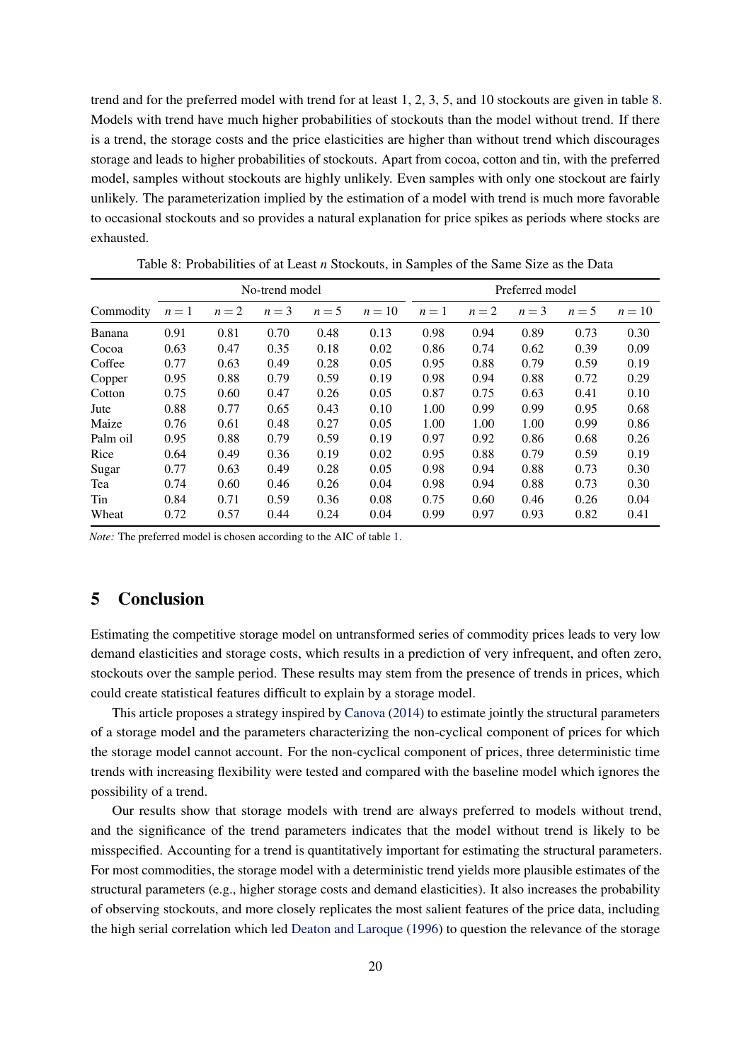trend and for the preferred model with trend for at least 1, 2, 3, 5, and 10 stockouts are given in table 8. Models with trend have much higher probabilities of stockouts than the model without trend. If there is a trend, the storage costs and the price elasticities are higher than without trend which discourages storage and leads to higher probabilities of stockouts. Apart from cocoa, cotton and tin, with the preferred model, samples without stockouts are highly unlikely. Even samples with only one stockout are fairly unlikely. The parameterization implied by the estimation of a model with trend is much more favorable to occasional stockouts and so provides a natural explanation for price spikes as periods where stocks are exhausted.

Table 8: Probabilities of at Least $n$ Stockouts, in Samples of the Same Size as the Data

| | No-trend model | | | | | Preferred model | | | | |
|---|---|---|---|---|---|---|---|---|---|---|
| Commodity | $n=1$ | $n=2$ | $n=3$ | $n=5$ | $n=10$ | $n=1$ | $n=2$ | $n=3$ | $n=5$ | $n=10$ |
| Banana | 0.91 | 0.81 | 0.70 | 0.48 | 0.13 | 0.98 | 0.94 | 0.89 | 0.73 | 0.30 |
| Cocoa | 0.63 | 0.47 | 0.35 | 0.18 | 0.02 | 0.86 | 0.74 | 0.62 | 0.39 | 0.09 |
| Coffee | 0.77 | 0.63 | 0.49 | 0.28 | 0.05 | 0.95 | 0.88 | 0.79 | 0.59 | 0.19 |
| Copper | 0.95 | 0.88 | 0.79 | 0.59 | 0.19 | 0.98 | 0.94 | 0.88 | 0.72 | 0.29 |
| Cotton | 0.75 | 0.60 | 0.47 | 0.26 | 0.05 | 0.87 | 0.75 | 0.63 | 0.41 | 0.10 |
| Jute | 0.88 | 0.77 | 0.65 | 0.43 | 0.10 | 1.00 | 0.99 | 0.99 | 0.95 | 0.68 |
| Maize | 0.76 | 0.61 | 0.48 | 0.27 | 0.05 | 1.00 | 1.00 | 1.00 | 0.99 | 0.86 |
| Palm oil | 0.95 | 0.88 | 0.79 | 0.59 | 0.19 | 0.97 | 0.92 | 0.86 | 0.68 | 0.26 |
| Rice | 0.64 | 0.49 | 0.36 | 0.19 | 0.02 | 0.95 | 0.88 | 0.79 | 0.59 | 0.19 |
| Sugar | 0.77 | 0.63 | 0.49 | 0.28 | 0.05 | 0.98 | 0.94 | 0.88 | 0.73 | 0.30 |
| Tea | 0.74 | 0.60 | 0.46 | 0.26 | 0.04 | 0.98 | 0.94 | 0.88 | 0.73 | 0.30 |
| Tin | 0.84 | 0.71 | 0.59 | 0.36 | 0.08 | 0.75 | 0.60 | 0.46 | 0.26 | 0.04 |
| Wheat | 0.72 | 0.57 | 0.44 | 0.24 | 0.04 | 0.99 | 0.97 | 0.93 | 0.82 | 0.41 |

*Note:* The preferred model is chosen according to the AIC of table 1.

## 5 Conclusion

Estimating the competitive storage model on untransformed series of commodity prices leads to very low demand elasticities and storage costs, which results in a prediction of very infrequent, and often zero, stockouts over the sample period. These results may stem from the presence of trends in prices, which could create statistical features difficult to explain by a storage model.

This article proposes a strategy inspired by Canova (2014) to estimate jointly the structural parameters of a storage model and the parameters characterizing the non-cyclical component of prices for which the storage model cannot account. For the non-cyclical component of prices, three deterministic time trends with increasing flexibility were tested and compared with the baseline model which ignores the possibility of a trend.

Our results show that storage models with trend are always preferred to models without trend, and the significance of the trend parameters indicates that the model without trend is likely to be misspecified. Accounting for a trend is quantitatively important for estimating the structural parameters. For most commodities, the storage model with a deterministic trend yields more plausible estimates of the structural parameters (e.g., higher storage costs and demand elasticities). It also increases the probability of observing stockouts, and more closely replicates the most salient features of the price data, including the high serial correlation which led Deaton and Laroque (1996) to question the relevance of the storage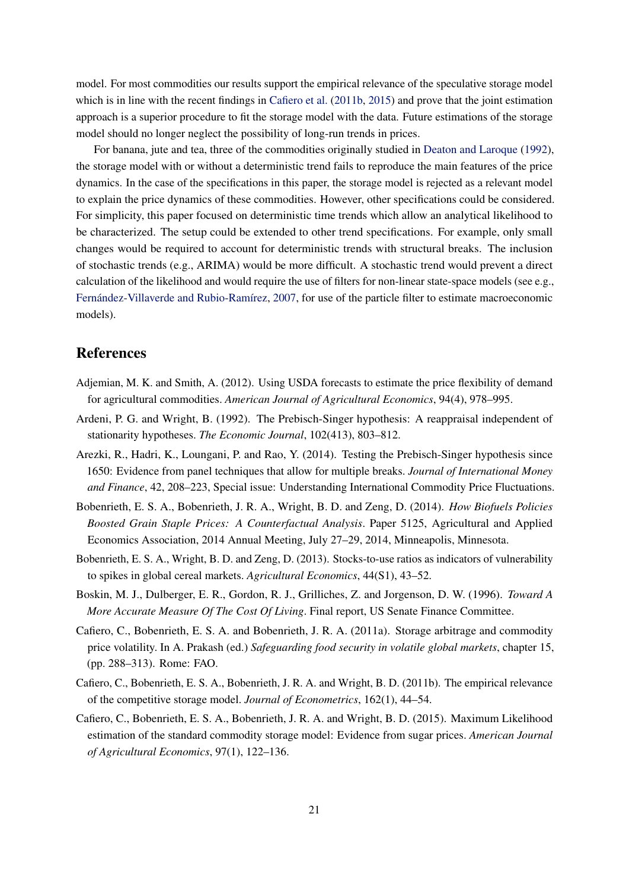model. For most commodities our results support the empirical relevance of the speculative storage model which is in line with the recent findings in Cafiero et al. (2011b, 2015) and prove that the joint estimation approach is a superior procedure to fit the storage model with the data. Future estimations of the storage model should no longer neglect the possibility of long-run trends in prices.

For banana, jute and tea, three of the commodities originally studied in Deaton and Laroque (1992), the storage model with or without a deterministic trend fails to reproduce the main features of the price dynamics. In the case of the specifications in this paper, the storage model is rejected as a relevant model to explain the price dynamics of these commodities. However, other specifications could be considered. For simplicity, this paper focused on deterministic time trends which allow an analytical likelihood to be characterized. The setup could be extended to other trend specifications. For example, only small changes would be required to account for deterministic trends with structural breaks. The inclusion of stochastic trends (e.g., ARIMA) would be more difficult. A stochastic trend would prevent a direct calculation of the likelihood and would require the use of filters for non-linear state-space models (see e.g., Fernández-Villaverde and Rubio-Ramírez, 2007, for use of the particle filter to estimate macroeconomic models).

## References

Adjemian, M. K. and Smith, A. (2012). Using USDA forecasts to estimate the price flexibility of demand for agricultural commodities. *American Journal of Agricultural Economics*, 94(4), 978–995.

Ardeni, P. G. and Wright, B. (1992). The Prebisch-Singer hypothesis: A reappraisal independent of stationarity hypotheses. *The Economic Journal*, 102(413), 803–812.

Arezki, R., Hadri, K., Loungani, P. and Rao, Y. (2014). Testing the Prebisch-Singer hypothesis since 1650: Evidence from panel techniques that allow for multiple breaks. *Journal of International Money and Finance*, 42, 208–223, Special issue: Understanding International Commodity Price Fluctuations.

Bobenrieth, E. S. A., Bobenrieth, J. R. A., Wright, B. D. and Zeng, D. (2014). *How Biofuels Policies Boosted Grain Staple Prices: A Counterfactual Analysis*. Paper 5125, Agricultural and Applied Economics Association, 2014 Annual Meeting, July 27–29, 2014, Minneapolis, Minnesota.

Bobenrieth, E. S. A., Wright, B. D. and Zeng, D. (2013). Stocks-to-use ratios as indicators of vulnerability to spikes in global cereal markets. *Agricultural Economics*, 44(S1), 43–52.

Boskin, M. J., Dulberger, E. R., Gordon, R. J., Grilliches, Z. and Jorgenson, D. W. (1996). *Toward A More Accurate Measure Of The Cost Of Living*. Final report, US Senate Finance Committee.

Cafiero, C., Bobenrieth, E. S. A. and Bobenrieth, J. R. A. (2011a). Storage arbitrage and commodity price volatility. In A. Prakash (ed.) *Safeguarding food security in volatile global markets*, chapter 15, (pp. 288–313). Rome: FAO.

Cafiero, C., Bobenrieth, E. S. A., Bobenrieth, J. R. A. and Wright, B. D. (2011b). The empirical relevance of the competitive storage model. *Journal of Econometrics*, 162(1), 44–54.

Cafiero, C., Bobenrieth, E. S. A., Bobenrieth, J. R. A. and Wright, B. D. (2015). Maximum Likelihood estimation of the standard commodity storage model: Evidence from sugar prices. *American Journal of Agricultural Economics*, 97(1), 122–136.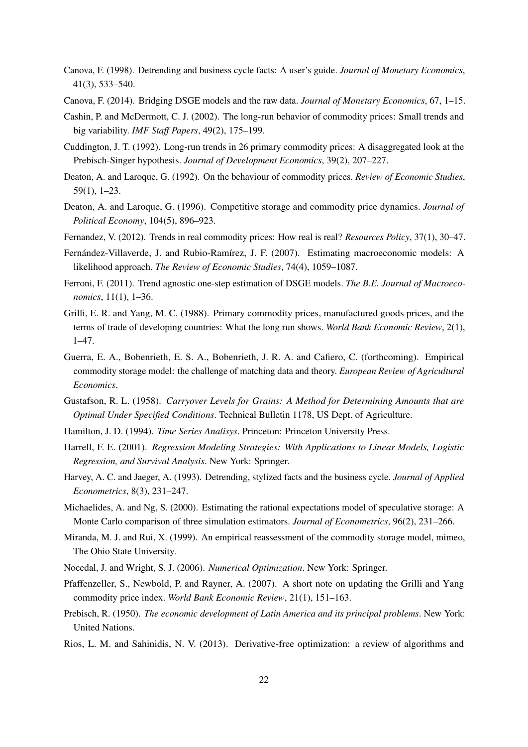Canova, F. (1998). Detrending and business cycle facts: A user's guide. *Journal of Monetary Economics*, 41(3), 533–540.

Canova, F. (2014). Bridging DSGE models and the raw data. *Journal of Monetary Economics*, 67, 1–15.

Cashin, P. and McDermott, C. J. (2002). The long-run behavior of commodity prices: Small trends and big variability. *IMF Staff Papers*, 49(2), 175–199.

Cuddington, J. T. (1992). Long-run trends in 26 primary commodity prices: A disaggregated look at the Prebisch-Singer hypothesis. *Journal of Development Economics*, 39(2), 207–227.

Deaton, A. and Laroque, G. (1992). On the behaviour of commodity prices. *Review of Economic Studies*, 59(1), 1–23.

Deaton, A. and Laroque, G. (1996). Competitive storage and commodity price dynamics. *Journal of Political Economy*, 104(5), 896–923.

Fernandez, V. (2012). Trends in real commodity prices: How real is real? *Resources Policy*, 37(1), 30–47.

Fernández-Villaverde, J. and Rubio-Ramírez, J. F. (2007). Estimating macroeconomic models: A likelihood approach. *The Review of Economic Studies*, 74(4), 1059–1087.

Ferroni, F. (2011). Trend agnostic one-step estimation of DSGE models. *The B.E. Journal of Macroeconomics*, 11(1), 1–36.

Grilli, E. R. and Yang, M. C. (1988). Primary commodity prices, manufactured goods prices, and the terms of trade of developing countries: What the long run shows. *World Bank Economic Review*, 2(1), 1–47.

Guerra, E. A., Bobenrieth, E. S. A., Bobenrieth, J. R. A. and Cafiero, C. (forthcoming). Empirical commodity storage model: the challenge of matching data and theory. *European Review of Agricultural Economics*.

Gustafson, R. L. (1958). *Carryover Levels for Grains: A Method for Determining Amounts that are Optimal Under Specified Conditions*. Technical Bulletin 1178, US Dept. of Agriculture.

Hamilton, J. D. (1994). *Time Series Analisys*. Princeton: Princeton University Press.

Harrell, F. E. (2001). *Regression Modeling Strategies: With Applications to Linear Models, Logistic Regression, and Survival Analysis*. New York: Springer.

Harvey, A. C. and Jaeger, A. (1993). Detrending, stylized facts and the business cycle. *Journal of Applied Econometrics*, 8(3), 231–247.

Michaelides, A. and Ng, S. (2000). Estimating the rational expectations model of speculative storage: A Monte Carlo comparison of three simulation estimators. *Journal of Econometrics*, 96(2), 231–266.

Miranda, M. J. and Rui, X. (1999). An empirical reassessment of the commodity storage model, mimeo, The Ohio State University.

Nocedal, J. and Wright, S. J. (2006). *Numerical Optimization*. New York: Springer.

Pfaffenzeller, S., Newbold, P. and Rayner, A. (2007). A short note on updating the Grilli and Yang commodity price index. *World Bank Economic Review*, 21(1), 151–163.

Prebisch, R. (1950). *The economic development of Latin America and its principal problems*. New York: United Nations.

Rios, L. M. and Sahinidis, N. V. (2013). Derivative-free optimization: a review of algorithms and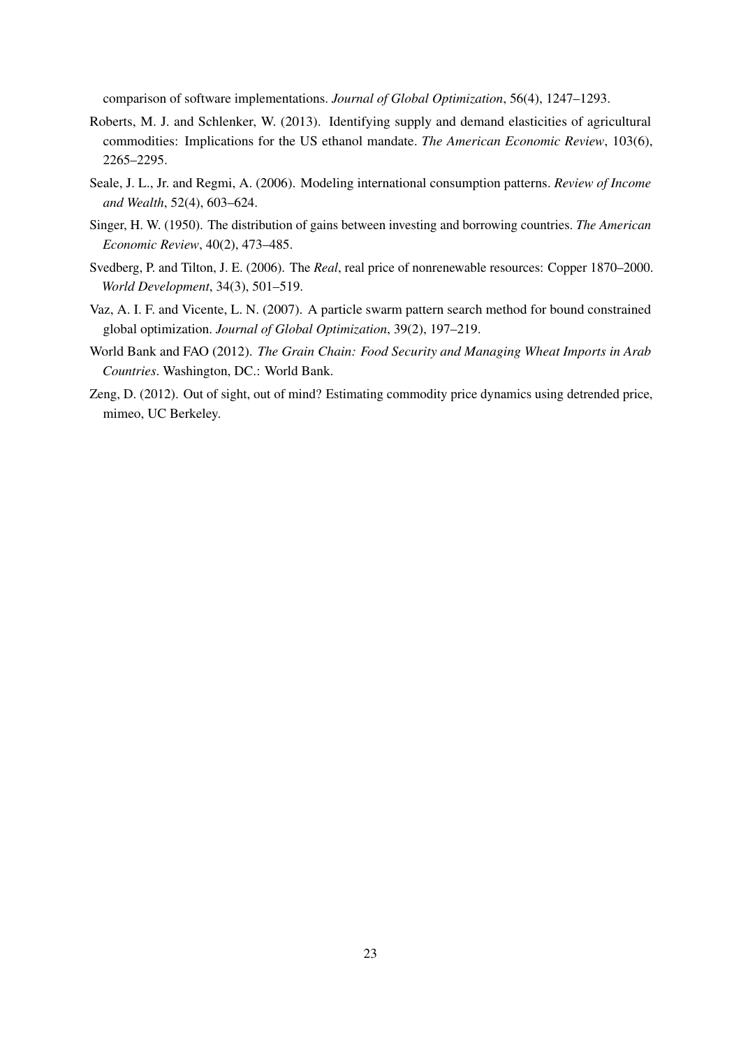comparison of software implementations. *Journal of Global Optimization*, 56(4), 1247–1293.

Roberts, M. J. and Schlenker, W. (2013). Identifying supply and demand elasticities of agricultural commodities: Implications for the US ethanol mandate. *The American Economic Review*, 103(6), 2265–2295.

Seale, J. L., Jr. and Regmi, A. (2006). Modeling international consumption patterns. *Review of Income and Wealth*, 52(4), 603–624.

Singer, H. W. (1950). The distribution of gains between investing and borrowing countries. *The American Economic Review*, 40(2), 473–485.

Svedberg, P. and Tilton, J. E. (2006). The *Real*, real price of nonrenewable resources: Copper 1870–2000. *World Development*, 34(3), 501–519.

Vaz, A. I. F. and Vicente, L. N. (2007). A particle swarm pattern search method for bound constrained global optimization. *Journal of Global Optimization*, 39(2), 197–219.

World Bank and FAO (2012). *The Grain Chain: Food Security and Managing Wheat Imports in Arab Countries*. Washington, DC.: World Bank.

Zeng, D. (2012). Out of sight, out of mind? Estimating commodity price dynamics using detrended price, mimeo, UC Berkeley.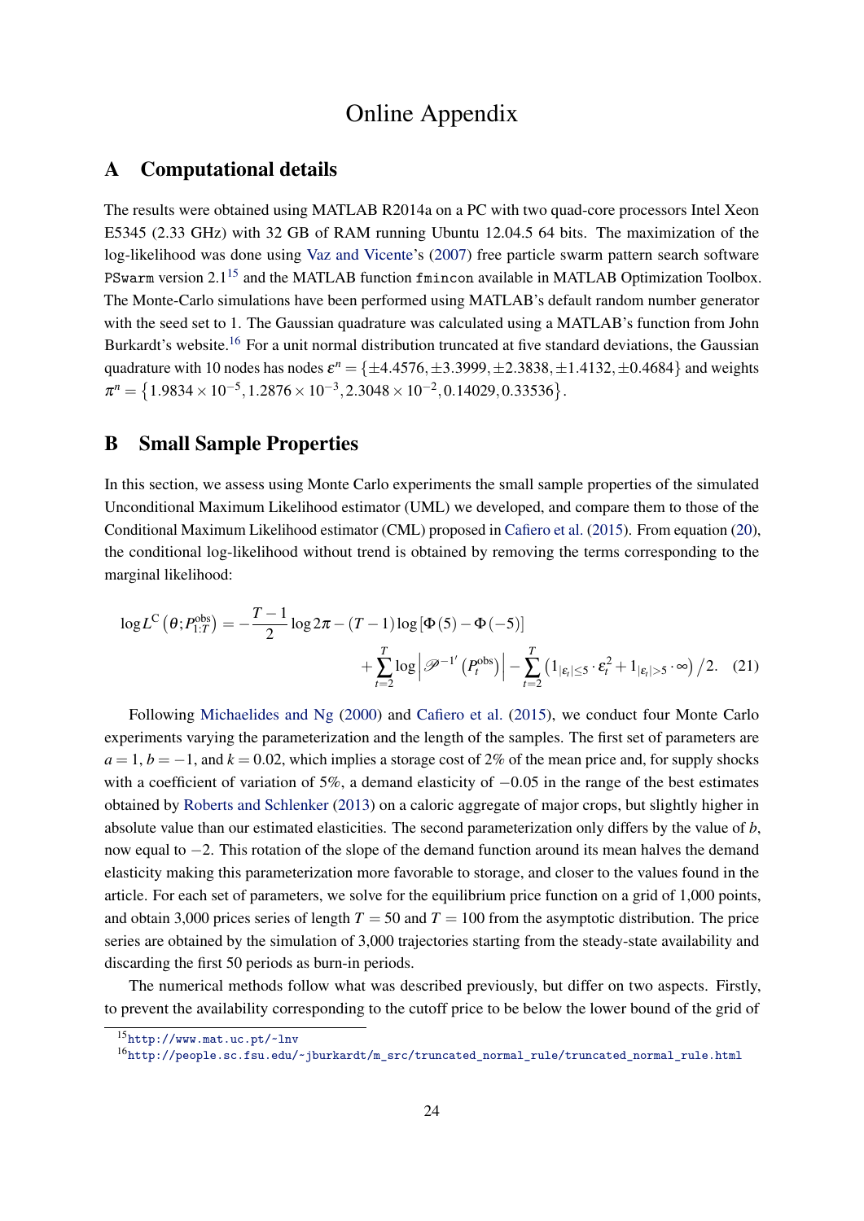# Online Appendix

## A Computational details

The results were obtained using MATLAB R2014a on a PC with two quad-core processors Intel Xeon E5345 (2.33 GHz) with 32 GB of RAM running Ubuntu 12.04.5 64 bits. The maximization of the log-likelihood was done using Vaz and Vicente's (2007) free particle swarm pattern search software `PSwarm` version 2.1[15] and the MATLAB function `fmincon` available in MATLAB Optimization Toolbox. The Monte-Carlo simulations have been performed using MATLAB's default random number generator with the seed set to 1. The Gaussian quadrature was calculated using a MATLAB's function from John Burkardt's website.[16] For a unit normal distribution truncated at five standard deviations, the Gaussian quadrature with 10 nodes has nodes $\varepsilon^n = \{\pm 4.4576, \pm 3.3999, \pm 2.3838, \pm 1.4132, \pm 0.4684\}$ and weights $\pi^n = \{1.9834 \times 10^{-5}, 1.2876 \times 10^{-3}, 2.3048 \times 10^{-2}, 0.14029, 0.33536\}$.

## B Small Sample Properties

In this section, we assess using Monte Carlo experiments the small sample properties of the simulated Unconditional Maximum Likelihood estimator (UML) we developed, and compare them to those of the Conditional Maximum Likelihood estimator (CML) proposed in Cafiero et al. (2015). From equation (20), the conditional log-likelihood without trend is obtained by removing the terms corresponding to the marginal likelihood:

$$\log L^{\mathrm{C}}\left(\theta; P_{1:T}^{\mathrm{obs}}\right) = -\frac{T-1}{2}\log 2\pi - (T-1)\log\left[\Phi(5) - \Phi(-5)\right] + \sum_{t=2}^{T}\log\left|\mathscr{P}^{-1'}\left(P_t^{\mathrm{obs}}\right)\right| - \sum_{t=2}^{T}\left(1_{|\varepsilon_t|\leq 5}\cdot\varepsilon_t^2 + 1_{|\varepsilon_t|>5}\cdot\infty\right)/2. \quad (21)$$

Following Michaelides and Ng (2000) and Cafiero et al. (2015), we conduct four Monte Carlo experiments varying the parameterization and the length of the samples. The first set of parameters are $a = 1$, $b = -1$, and $k = 0.02$, which implies a storage cost of 2% of the mean price and, for supply shocks with a coefficient of variation of 5%, a demand elasticity of $-0.05$ in the range of the best estimates obtained by Roberts and Schlenker (2013) on a caloric aggregate of major crops, but slightly higher in absolute value than our estimated elasticities. The second parameterization only differs by the value of $b$, now equal to $-2$. This rotation of the slope of the demand function around its mean halves the demand elasticity making this parameterization more favorable to storage, and closer to the values found in the article. For each set of parameters, we solve for the equilibrium price function on a grid of 1,000 points, and obtain 3,000 prices series of length $T = 50$ and $T = 100$ from the asymptotic distribution. The price series are obtained by the simulation of 3,000 trajectories starting from the steady-state availability and discarding the first 50 periods as burn-in periods.

The numerical methods follow what was described previously, but differ on two aspects. Firstly, to prevent the availability corresponding to the cutoff price to be below the lower bound of the grid of

[15] http://www.mat.uc.pt/~lnv

[16] http://people.sc.fsu.edu/~jburkardt/m_src/truncated_normal_rule/truncated_normal_rule.html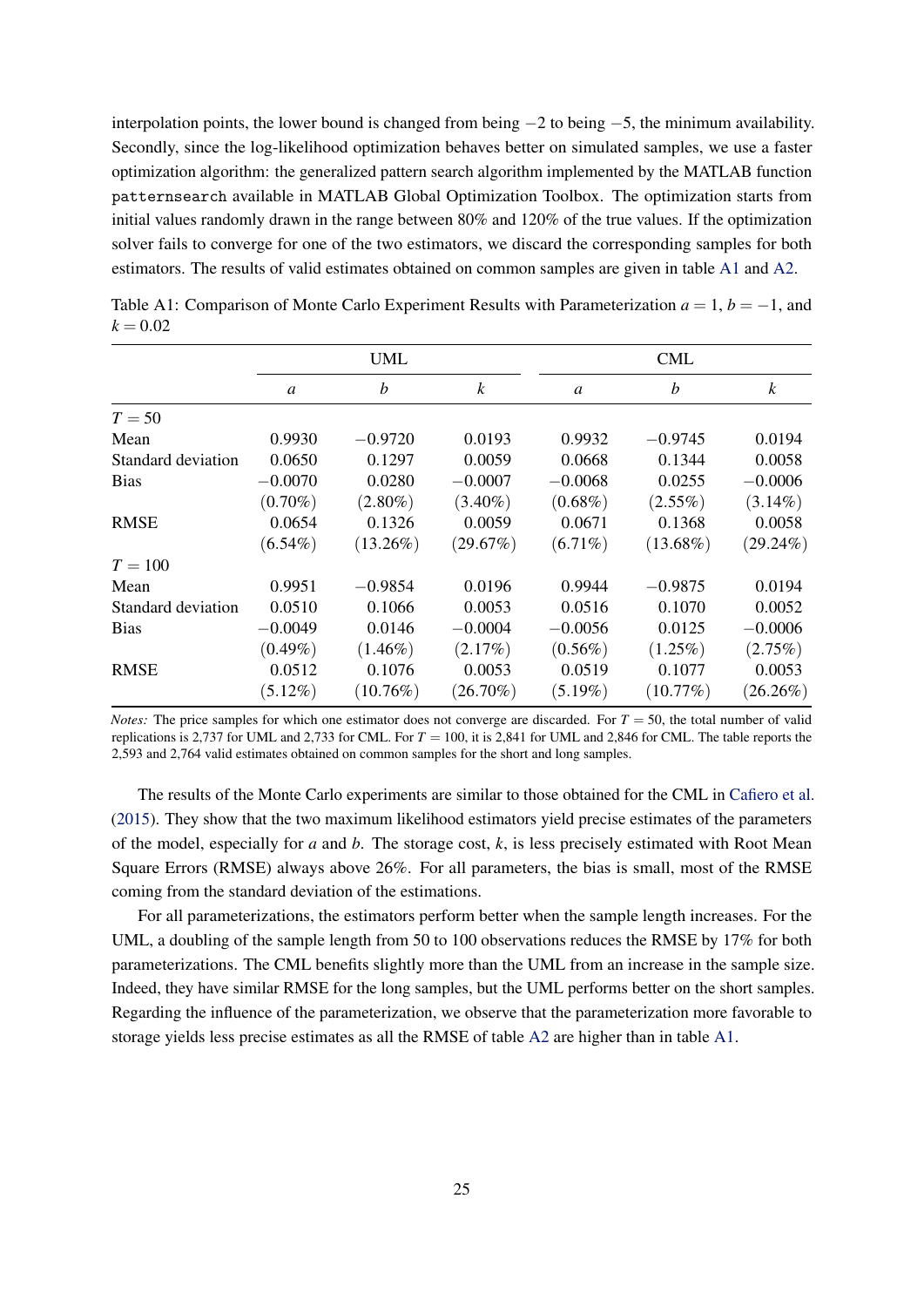interpolation points, the lower bound is changed from being $-2$ to being $-5$, the minimum availability. Secondly, since the log-likelihood optimization behaves better on simulated samples, we use a faster optimization algorithm: the generalized pattern search algorithm implemented by the MATLAB function `patternsearch` available in MATLAB Global Optimization Toolbox. The optimization starts from initial values randomly drawn in the range between 80% and 120% of the true values. If the optimization solver fails to converge for one of the two estimators, we discard the corresponding samples for both estimators. The results of valid estimates obtained on common samples are given in table A1 and A2.

Table A1: Comparison of Monte Carlo Experiment Results with Parameterization $a = 1$, $b = -1$, and $k = 0.02$

| | UML | | | CML | | |
|---|---|---|---|---|---|---|
| | $a$ | $b$ | $k$ | $a$ | $b$ | $k$ |
| $T = 50$ | | | | | | |
| Mean | 0.9930 | $-0.9720$ | 0.0193 | 0.9932 | $-0.9745$ | 0.0194 |
| Standard deviation | 0.0650 | 0.1297 | 0.0059 | 0.0668 | 0.1344 | 0.0058 |
| Bias | $-0.0070$ | 0.0280 | $-0.0007$ | $-0.0068$ | 0.0255 | $-0.0006$ |
| | (0.70%) | (2.80%) | (3.40%) | (0.68%) | (2.55%) | (3.14%) |
| RMSE | 0.0654 | 0.1326 | 0.0059 | 0.0671 | 0.1368 | 0.0058 |
| | (6.54%) | (13.26%) | (29.67%) | (6.71%) | (13.68%) | (29.24%) |
| $T = 100$ | | | | | | |
| Mean | 0.9951 | $-0.9854$ | 0.0196 | 0.9944 | $-0.9875$ | 0.0194 |
| Standard deviation | 0.0510 | 0.1066 | 0.0053 | 0.0516 | 0.1070 | 0.0052 |
| Bias | $-0.0049$ | 0.0146 | $-0.0004$ | $-0.0056$ | 0.0125 | $-0.0006$ |
| | (0.49%) | (1.46%) | (2.17%) | (0.56%) | (1.25%) | (2.75%) |
| RMSE | 0.0512 | 0.1076 | 0.0053 | 0.0519 | 0.1077 | 0.0053 |
| | (5.12%) | (10.76%) | (26.70%) | (5.19%) | (10.77%) | (26.26%) |

*Notes:* The price samples for which one estimator does not converge are discarded. For $T = 50$, the total number of valid replications is 2,737 for UML and 2,733 for CML. For $T = 100$, it is 2,841 for UML and 2,846 for CML. The table reports the 2,593 and 2,764 valid estimates obtained on common samples for the short and long samples.

The results of the Monte Carlo experiments are similar to those obtained for the CML in Cafiero et al. (2015). They show that the two maximum likelihood estimators yield precise estimates of the parameters of the model, especially for $a$ and $b$. The storage cost, $k$, is less precisely estimated with Root Mean Square Errors (RMSE) always above 26%. For all parameters, the bias is small, most of the RMSE coming from the standard deviation of the estimations.

For all parameterizations, the estimators perform better when the sample length increases. For the UML, a doubling of the sample length from 50 to 100 observations reduces the RMSE by 17% for both parameterizations. The CML benefits slightly more than the UML from an increase in the sample size. Indeed, they have similar RMSE for the long samples, but the UML performs better on the short samples. Regarding the influence of the parameterization, we observe that the parameterization more favorable to storage yields less precise estimates as all the RMSE of table A2 are higher than in table A1.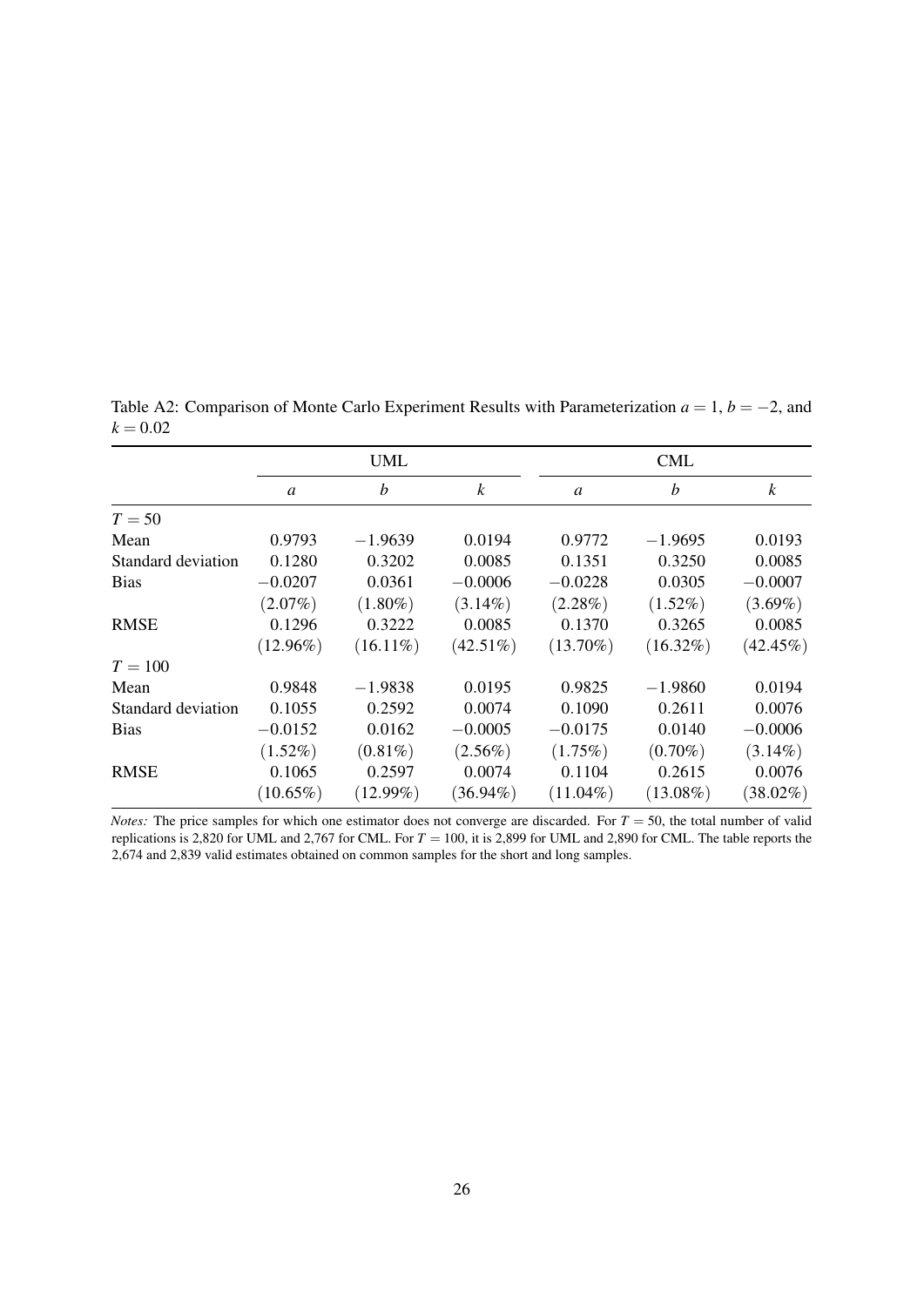Table A2: Comparison of Monte Carlo Experiment Results with Parameterization $a = 1$, $b = -2$, and $k = 0.02$

| | UML | | | CML | | |
|---|---|---|---|---|---|---|
| | $a$ | $b$ | $k$ | $a$ | $b$ | $k$ |
| $T = 50$ | | | | | | |
| Mean | 0.9793 | $-1.9639$ | 0.0194 | 0.9772 | $-1.9695$ | 0.0193 |
| Standard deviation | 0.1280 | 0.3202 | 0.0085 | 0.1351 | 0.3250 | 0.0085 |
| Bias | $-0.0207$ | 0.0361 | $-0.0006$ | $-0.0228$ | 0.0305 | $-0.0007$ |
| | (2.07%) | (1.80%) | (3.14%) | (2.28%) | (1.52%) | (3.69%) |
| RMSE | 0.1296 | 0.3222 | 0.0085 | 0.1370 | 0.3265 | 0.0085 |
| | (12.96%) | (16.11%) | (42.51%) | (13.70%) | (16.32%) | (42.45%) |
| $T = 100$ | | | | | | |
| Mean | 0.9848 | $-1.9838$ | 0.0195 | 0.9825 | $-1.9860$ | 0.0194 |
| Standard deviation | 0.1055 | 0.2592 | 0.0074 | 0.1090 | 0.2611 | 0.0076 |
| Bias | $-0.0152$ | 0.0162 | $-0.0005$ | $-0.0175$ | 0.0140 | $-0.0006$ |
| | (1.52%) | (0.81%) | (2.56%) | (1.75%) | (0.70%) | (3.14%) |
| RMSE | 0.1065 | 0.2597 | 0.0074 | 0.1104 | 0.2615 | 0.0076 |
| | (10.65%) | (12.99%) | (36.94%) | (11.04%) | (13.08%) | (38.02%) |

*Notes:* The price samples for which one estimator does not converge are discarded. For $T = 50$, the total number of valid replications is 2,820 for UML and 2,767 for CML. For $T = 100$, it is 2,899 for UML and 2,890 for CML. The table reports the 2,674 and 2,839 valid estimates obtained on common samples for the short and long samples.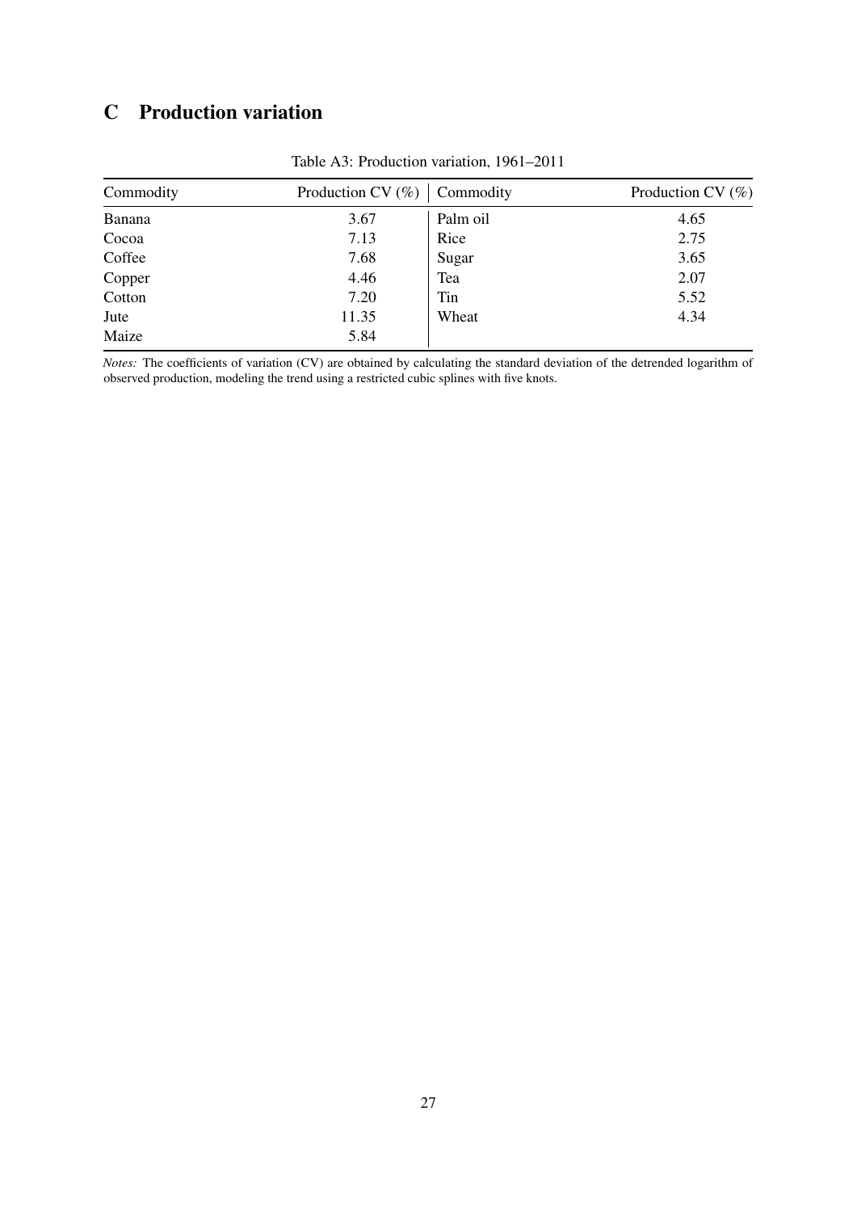# C Production variation

Table A3: Production variation, 1961–2011

| Commodity | Production CV (%) | Commodity | Production CV (%) |
|---|---|---|---|
| Banana | 3.67 | Palm oil | 4.65 |
| Cocoa | 7.13 | Rice | 2.75 |
| Coffee | 7.68 | Sugar | 3.65 |
| Copper | 4.46 | Tea | 2.07 |
| Cotton | 7.20 | Tin | 5.52 |
| Jute | 11.35 | Wheat | 4.34 |
| Maize | 5.84 | | |

*Notes:* The coefficients of variation (CV) are obtained by calculating the standard deviation of the detrended logarithm of observed production, modeling the trend using a restricted cubic splines with five knots.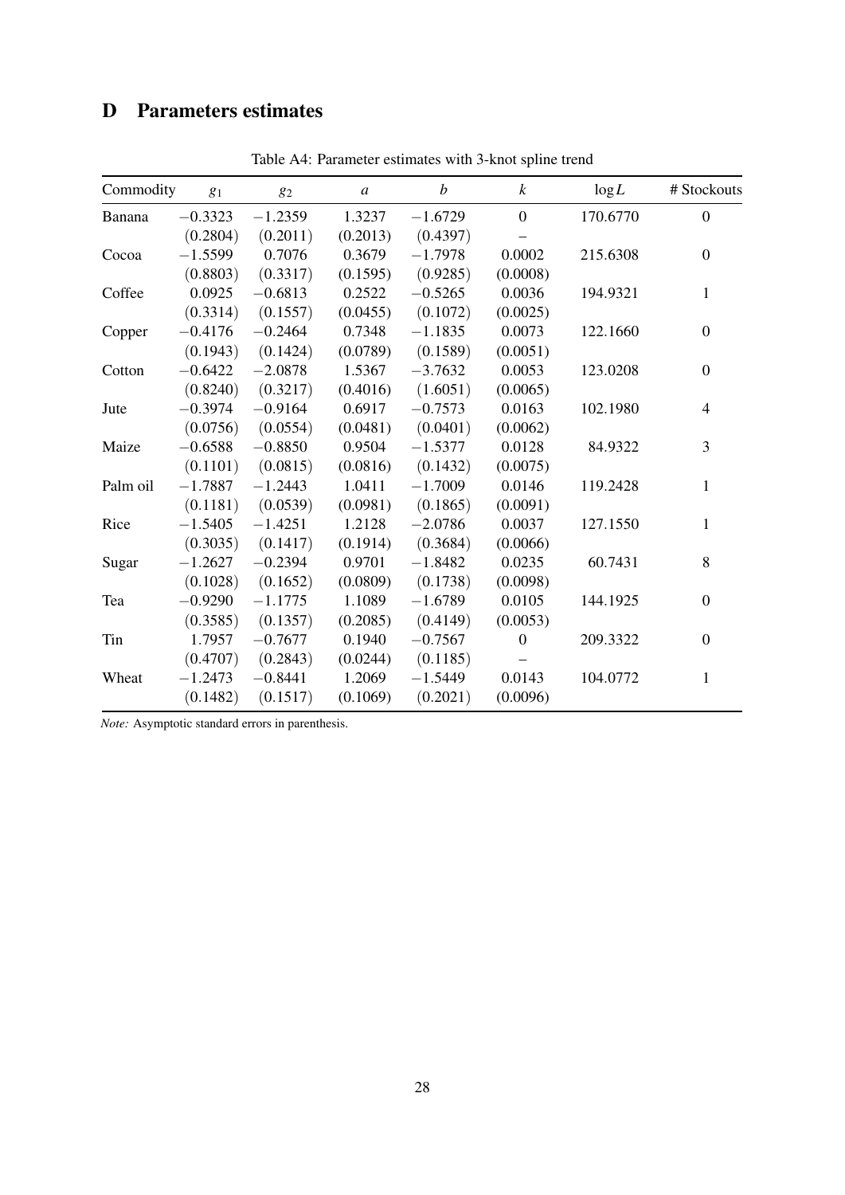# D Parameters estimates

Table A4: Parameter estimates with 3-knot spline trend

| Commodity | $g_1$ | $g_2$ | $a$ | $b$ | $k$ | $\log L$ | # Stockouts |
|---|---|---|---|---|---|---|---|
| Banana | $-0.3323$ | $-1.2359$ | 1.3237 | $-1.6729$ | 0 | 170.6770 | 0 |
| | (0.2804) | (0.2011) | (0.2013) | (0.4397) | – | | |
| Cocoa | $-1.5599$ | 0.7076 | 0.3679 | $-1.7978$ | 0.0002 | 215.6308 | 0 |
| | (0.8803) | (0.3317) | (0.1595) | (0.9285) | (0.0008) | | |
| Coffee | 0.0925 | $-0.6813$ | 0.2522 | $-0.5265$ | 0.0036 | 194.9321 | 1 |
| | (0.3314) | (0.1557) | (0.0455) | (0.1072) | (0.0025) | | |
| Copper | $-0.4176$ | $-0.2464$ | 0.7348 | $-1.1835$ | 0.0073 | 122.1660 | 0 |
| | (0.1943) | (0.1424) | (0.0789) | (0.1589) | (0.0051) | | |
| Cotton | $-0.6422$ | $-2.0878$ | 1.5367 | $-3.7632$ | 0.0053 | 123.0208 | 0 |
| | (0.8240) | (0.3217) | (0.4016) | (1.6051) | (0.0065) | | |
| Jute | $-0.3974$ | $-0.9164$ | 0.6917 | $-0.7573$ | 0.0163 | 102.1980 | 4 |
| | (0.0756) | (0.0554) | (0.0481) | (0.0401) | (0.0062) | | |
| Maize | $-0.6588$ | $-0.8850$ | 0.9504 | $-1.5377$ | 0.0128 | 84.9322 | 3 |
| | (0.1101) | (0.0815) | (0.0816) | (0.1432) | (0.0075) | | |
| Palm oil | $-1.7887$ | $-1.2443$ | 1.0411 | $-1.7009$ | 0.0146 | 119.2428 | 1 |
| | (0.1181) | (0.0539) | (0.0981) | (0.1865) | (0.0091) | | |
| Rice | $-1.5405$ | $-1.4251$ | 1.2128 | $-2.0786$ | 0.0037 | 127.1550 | 1 |
| | (0.3035) | (0.1417) | (0.1914) | (0.3684) | (0.0066) | | |
| Sugar | $-1.2627$ | $-0.2394$ | 0.9701 | $-1.8482$ | 0.0235 | 60.7431 | 8 |
| | (0.1028) | (0.1652) | (0.0809) | (0.1738) | (0.0098) | | |
| Tea | $-0.9290$ | $-1.1775$ | 1.1089 | $-1.6789$ | 0.0105 | 144.1925 | 0 |
| | (0.3585) | (0.1357) | (0.2085) | (0.4149) | (0.0053) | | |
| Tin | 1.7957 | $-0.7677$ | 0.1940 | $-0.7567$ | 0 | 209.3322 | 0 |
| | (0.4707) | (0.2843) | (0.0244) | (0.1185) | – | | |
| Wheat | $-1.2473$ | $-0.8441$ | 1.2069 | $-1.5449$ | 0.0143 | 104.0772 | 1 |
| | (0.1482) | (0.1517) | (0.1069) | (0.2021) | (0.0096) | | |

*Note:* Asymptotic standard errors in parenthesis.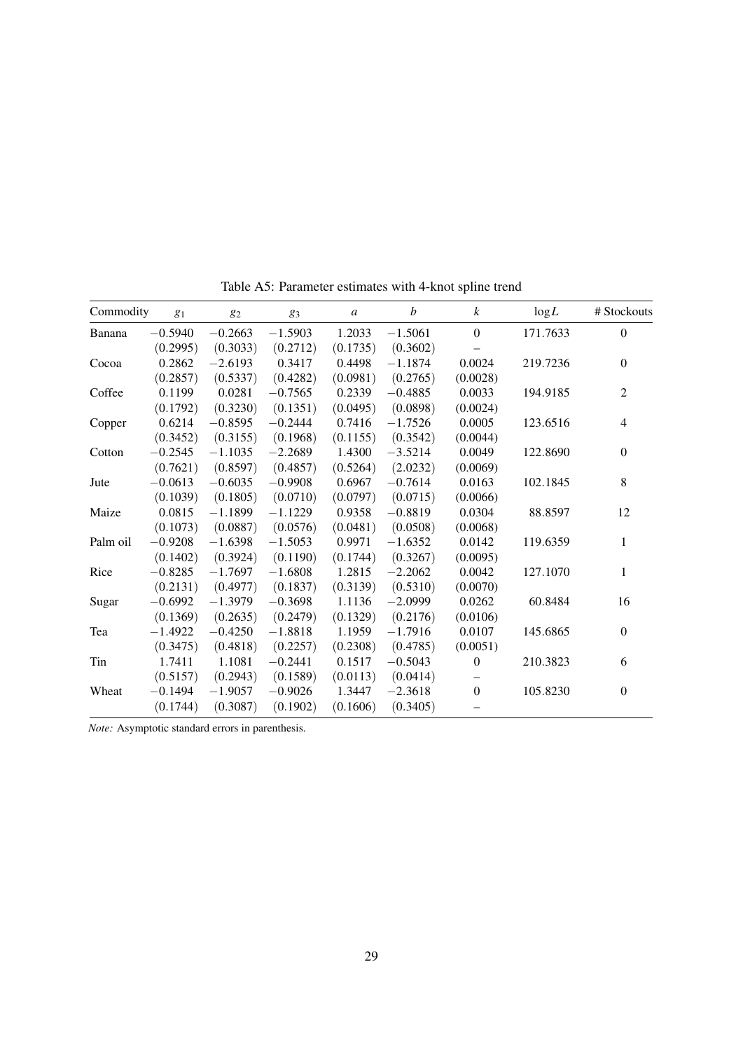Table A5: Parameter estimates with 4-knot spline trend

| Commodity | $g_1$ | $g_2$ | $g_3$ | $a$ | $b$ | $k$ | $\log L$ | # Stockouts |
|---|---|---|---|---|---|---|---|---|
| Banana | $-0.5940$ | $-0.2663$ | $-1.5903$ | 1.2033 | $-1.5061$ | 0 | 171.7633 | 0 |
| | (0.2995) | (0.3033) | (0.2712) | (0.1735) | (0.3602) | – | | |
| Cocoa | 0.2862 | $-2.6193$ | 0.3417 | 0.4498 | $-1.1874$ | 0.0024 | 219.7236 | 0 |
| | (0.2857) | (0.5337) | (0.4282) | (0.0981) | (0.2765) | (0.0028) | | |
| Coffee | 0.1199 | 0.0281 | $-0.7565$ | 0.2339 | $-0.4885$ | 0.0033 | 194.9185 | 2 |
| | (0.1792) | (0.3230) | (0.1351) | (0.0495) | (0.0898) | (0.0024) | | |
| Copper | 0.6214 | $-0.8595$ | $-0.2444$ | 0.7416 | $-1.7526$ | 0.0005 | 123.6516 | 4 |
| | (0.3452) | (0.3155) | (0.1968) | (0.1155) | (0.3542) | (0.0044) | | |
| Cotton | $-0.2545$ | $-1.1035$ | $-2.2689$ | 1.4300 | $-3.5214$ | 0.0049 | 122.8690 | 0 |
| | (0.7621) | (0.8597) | (0.4857) | (0.5264) | (2.0232) | (0.0069) | | |
| Jute | $-0.0613$ | $-0.6035$ | $-0.9908$ | 0.6967 | $-0.7614$ | 0.0163 | 102.1845 | 8 |
| | (0.1039) | (0.1805) | (0.0710) | (0.0797) | (0.0715) | (0.0066) | | |
| Maize | 0.0815 | $-1.1899$ | $-1.1229$ | 0.9358 | $-0.8819$ | 0.0304 | 88.8597 | 12 |
| | (0.1073) | (0.0887) | (0.0576) | (0.0481) | (0.0508) | (0.0068) | | |
| Palm oil | $-0.9208$ | $-1.6398$ | $-1.5053$ | 0.9971 | $-1.6352$ | 0.0142 | 119.6359 | 1 |
| | (0.1402) | (0.3924) | (0.1190) | (0.1744) | (0.3267) | (0.0095) | | |
| Rice | $-0.8285$ | $-1.7697$ | $-1.6808$ | 1.2815 | $-2.2062$ | 0.0042 | 127.1070 | 1 |
| | (0.2131) | (0.4977) | (0.1837) | (0.3139) | (0.5310) | (0.0070) | | |
| Sugar | $-0.6992$ | $-1.3979$ | $-0.3698$ | 1.1136 | $-2.0999$ | 0.0262 | 60.8484 | 16 |
| | (0.1369) | (0.2635) | (0.2479) | (0.1329) | (0.2176) | (0.0106) | | |
| Tea | $-1.4922$ | $-0.4250$ | $-1.8818$ | 1.1959 | $-1.7916$ | 0.0107 | 145.6865 | 0 |
| | (0.3475) | (0.4818) | (0.2257) | (0.2308) | (0.4785) | (0.0051) | | |
| Tin | 1.7411 | 1.1081 | $-0.2441$ | 0.1517 | $-0.5043$ | 0 | 210.3823 | 6 |
| | (0.5157) | (0.2943) | (0.1589) | (0.0113) | (0.0414) | – | | |
| Wheat | $-0.1494$ | $-1.9057$ | $-0.9026$ | 1.3447 | $-2.3618$ | 0 | 105.8230 | 0 |
| | (0.1744) | (0.3087) | (0.1902) | (0.1606) | (0.3405) | – | | |

*Note:* Asymptotic standard errors in parenthesis.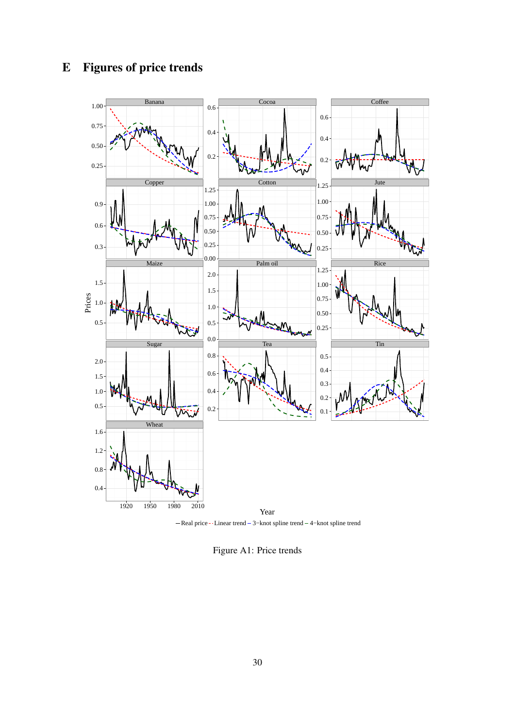# E Figures of price trends

Figure A1: Price trends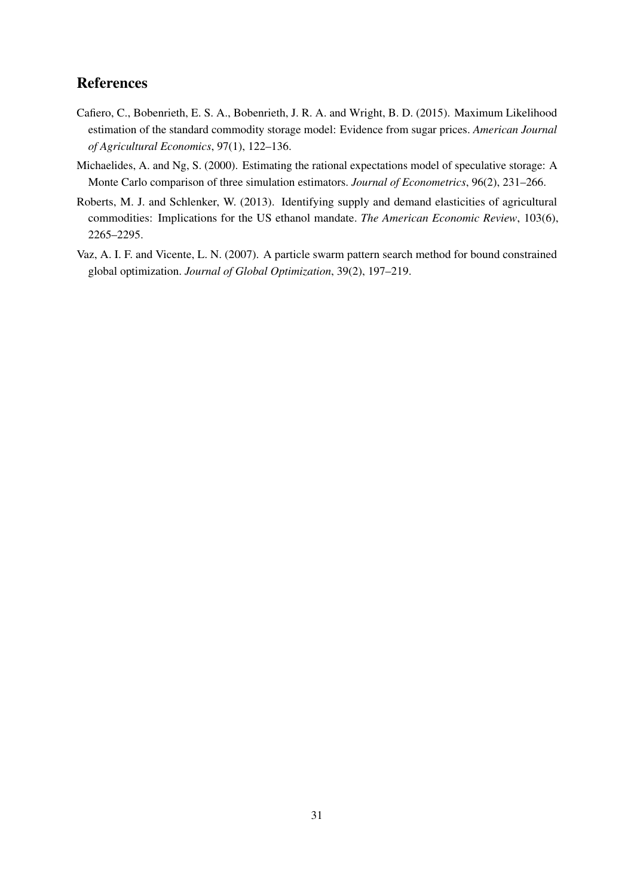## References

Cafiero, C., Bobenrieth, E. S. A., Bobenrieth, J. R. A. and Wright, B. D. (2015). Maximum Likelihood estimation of the standard commodity storage model: Evidence from sugar prices. *American Journal of Agricultural Economics*, 97(1), 122–136.

Michaelides, A. and Ng, S. (2000). Estimating the rational expectations model of speculative storage: A Monte Carlo comparison of three simulation estimators. *Journal of Econometrics*, 96(2), 231–266.

Roberts, M. J. and Schlenker, W. (2013). Identifying supply and demand elasticities of agricultural commodities: Implications for the US ethanol mandate. *The American Economic Review*, 103(6), 2265–2295.

Vaz, A. I. F. and Vicente, L. N. (2007). A particle swarm pattern search method for bound constrained global optimization. *Journal of Global Optimization*, 39(2), 197–219.